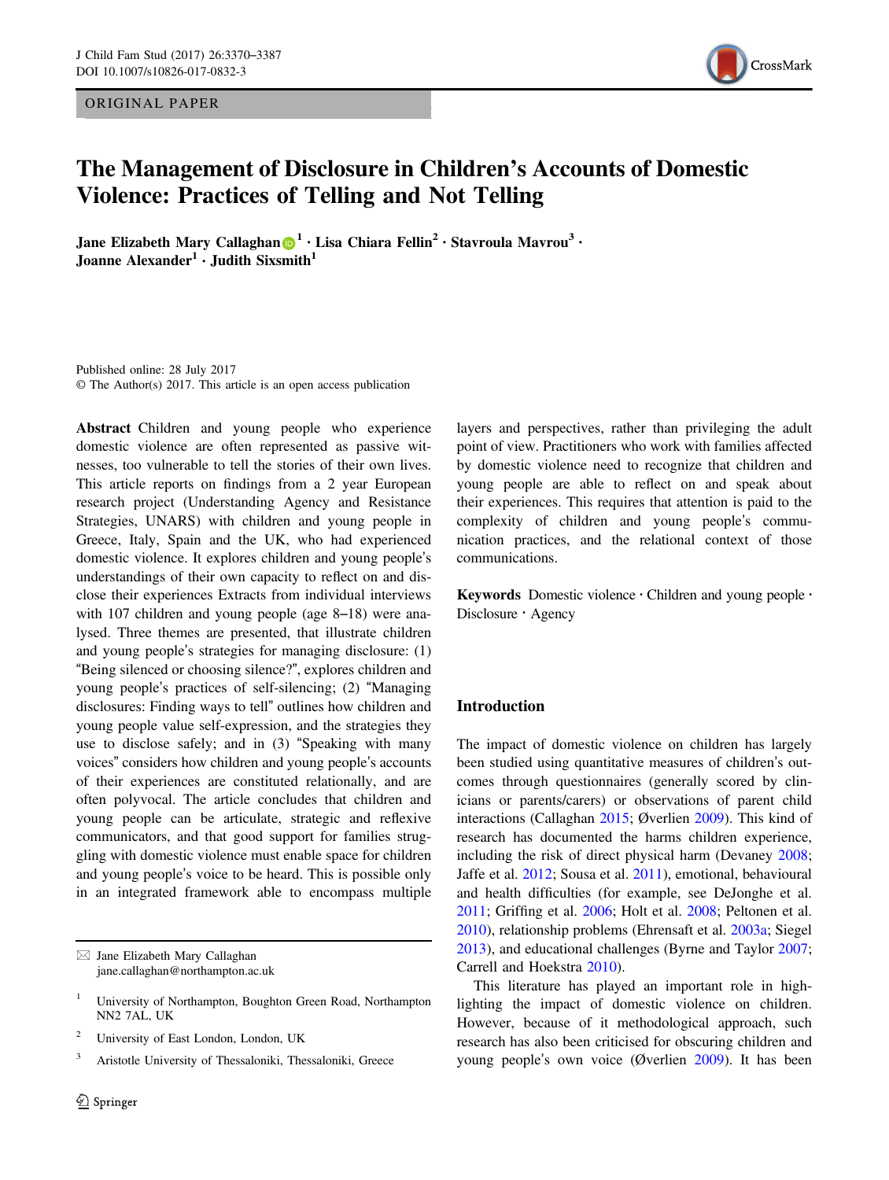ORIGINAL PAPER

# The Management of Disclosure in Children's Accounts of Domestic Violence: Practices of Telling and Not Telling

**Jane Elizabeth Mary Callaghan**[1] · **Lisa Chiara Fellin**[2] · **Stavroula Mavrou**[3] · **Joanne Alexander**[1] · **Judith Sixsmith**[1]

Published online: 28 July 2017
© The Author(s) 2017. This article is an open access publication

**Abstract** Children and young people who experience domestic violence are often represented as passive witnesses, too vulnerable to tell the stories of their own lives. This article reports on findings from a 2 year European research project (Understanding Agency and Resistance Strategies, UNARS) with children and young people in Greece, Italy, Spain and the UK, who had experienced domestic violence. It explores children and young people's understandings of their own capacity to reflect on and disclose their experiences Extracts from individual interviews with 107 children and young people (age 8–18) were analysed. Three themes are presented, that illustrate children and young people's strategies for managing disclosure: (1) "Being silenced or choosing silence?", explores children and young people's practices of self-silencing; (2) "Managing disclosures: Finding ways to tell" outlines how children and young people value self-expression, and the strategies they use to disclose safely; and in (3) "Speaking with many voices" considers how children and young people's accounts of their experiences are constituted relationally, and are often polyvocal. The article concludes that children and young people can be articulate, strategic and reflexive communicators, and that good support for families struggling with domestic violence must enable space for children and young people's voice to be heard. This is possible only in an integrated framework able to encompass multiple layers and perspectives, rather than privileging the adult point of view. Practitioners who work with families affected by domestic violence need to recognize that children and young people are able to reflect on and speak about their experiences. This requires that attention is paid to the complexity of children and young people's communication practices, and the relational context of those communications.

**Keywords** Domestic violence · Children and young people · Disclosure · Agency

✉ Jane Elizabeth Mary Callaghan
jane.callaghan@northampton.ac.uk

[1] University of Northampton, Boughton Green Road, Northampton NN2 7AL, UK

[2] University of East London, London, UK

[3] Aristotle University of Thessaloniki, Thessaloniki, Greece

## Introduction

The impact of domestic violence on children has largely been studied using quantitative measures of children's outcomes through questionnaires (generally scored by clinicians or parents/carers) or observations of parent child interactions (Callaghan 2015; Øverlien 2009). This kind of research has documented the harms children experience, including the risk of direct physical harm (Devaney 2008; Jaffe et al. 2012; Sousa et al. 2011), emotional, behavioural and health difficulties (for example, see DeJonghe et al. 2011; Griffing et al. 2006; Holt et al. 2008; Peltonen et al. 2010), relationship problems (Ehrensaft et al. 2003a; Siegel 2013), and educational challenges (Byrne and Taylor 2007; Carrell and Hoekstra 2010).

This literature has played an important role in highlighting the impact of domestic violence on children. However, because of it methodological approach, such research has also been criticised for obscuring children and young people's own voice (Øverlien 2009). It has been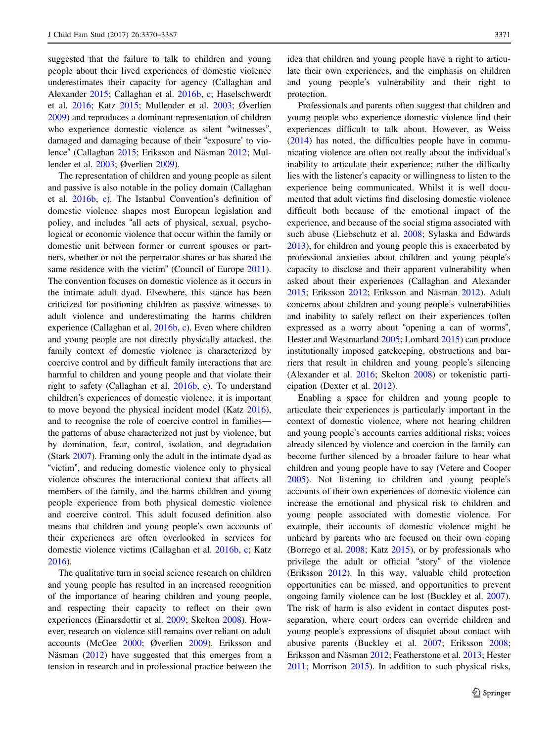suggested that the failure to talk to children and young people about their lived experiences of domestic violence underestimates their capacity for agency (Callaghan and Alexander 2015; Callaghan et al. 2016b, c; Haselschwerdt et al. 2016; Katz 2015; Mullender et al. 2003; Øverlien 2009) and reproduces a dominant representation of children who experience domestic violence as silent "witnesses", damaged and damaging because of their "exposure' to violence" (Callaghan 2015; Eriksson and Näsman 2012; Mullender et al. 2003; Øverlien 2009).

The representation of children and young people as silent and passive is also notable in the policy domain (Callaghan et al. 2016b, c). The Istanbul Convention's definition of domestic violence shapes most European legislation and policy, and includes "all acts of physical, sexual, psychological or economic violence that occur within the family or domestic unit between former or current spouses or partners, whether or not the perpetrator shares or has shared the same residence with the victim" (Council of Europe 2011). The convention focuses on domestic violence as it occurs in the intimate adult dyad. Elsewhere, this stance has been criticized for positioning children as passive witnesses to adult violence and underestimating the harms children experience (Callaghan et al. 2016b, c). Even where children and young people are not directly physically attacked, the family context of domestic violence is characterized by coercive control and by difficult family interactions that are harmful to children and young people and that violate their right to safety (Callaghan et al. 2016b, c). To understand children's experiences of domestic violence, it is important to move beyond the physical incident model (Katz 2016), and to recognise the role of coercive control in families—the patterns of abuse characterized not just by violence, but by domination, fear, control, isolation, and degradation (Stark 2007). Framing only the adult in the intimate dyad as "victim", and reducing domestic violence only to physical violence obscures the interactional context that affects all members of the family, and the harms children and young people experience from both physical domestic violence and coercive control. This adult focused definition also means that children and young people's own accounts of their experiences are often overlooked in services for domestic violence victims (Callaghan et al. 2016b, c; Katz 2016).

The qualitative turn in social science research on children and young people has resulted in an increased recognition of the importance of hearing children and young people, and respecting their capacity to reflect on their own experiences (Einarsdottir et al. 2009; Skelton 2008). However, research on violence still remains over reliant on adult accounts (McGee 2000; Øverlien 2009). Eriksson and Näsman (2012) have suggested that this emerges from a tension in research and in professional practice between the idea that children and young people have a right to articulate their own experiences, and the emphasis on children and young people's vulnerability and their right to protection.

Professionals and parents often suggest that children and young people who experience domestic violence find their experiences difficult to talk about. However, as Weiss (2014) has noted, the difficulties people have in communicating violence are often not really about the individual's inability to articulate their experience; rather the difficulty lies with the listener's capacity or willingness to listen to the experience being communicated. Whilst it is well documented that adult victims find disclosing domestic violence difficult both because of the emotional impact of the experience, and because of the social stigma associated with such abuse (Liebschutz et al. 2008; Sylaska and Edwards 2013), for children and young people this is exacerbated by professional anxieties about children and young people's capacity to disclose and their apparent vulnerability when asked about their experiences (Callaghan and Alexander 2015; Eriksson 2012; Eriksson and Näsman 2012). Adult concerns about children and young people's vulnerabilities and inability to safely reflect on their experiences (often expressed as a worry about "opening a can of worms", Hester and Westmarland 2005; Lombard 2015) can produce institutionally imposed gatekeeping, obstructions and barriers that result in children and young people's silencing (Alexander et al. 2016; Skelton 2008) or tokenistic participation (Dexter et al. 2012).

Enabling a space for children and young people to articulate their experiences is particularly important in the context of domestic violence, where not hearing children and young people's accounts carries additional risks; voices already silenced by violence and coercion in the family can become further silenced by a broader failure to hear what children and young people have to say (Vetere and Cooper 2005). Not listening to children and young people's accounts of their own experiences of domestic violence can increase the emotional and physical risk to children and young people associated with domestic violence. For example, their accounts of domestic violence might be unheard by parents who are focused on their own coping (Borrego et al. 2008; Katz 2015), or by professionals who privilege the adult or official "story" of the violence (Eriksson 2012). In this way, valuable child protection opportunities can be missed, and opportunities to prevent ongoing family violence can be lost (Buckley et al. 2007). The risk of harm is also evident in contact disputes post-separation, where court orders can override children and young people's expressions of disquiet about contact with abusive parents (Buckley et al. 2007; Eriksson 2008; Eriksson and Näsman 2012; Featherstone et al. 2013; Hester 2011; Morrison 2015). In addition to such physical risks,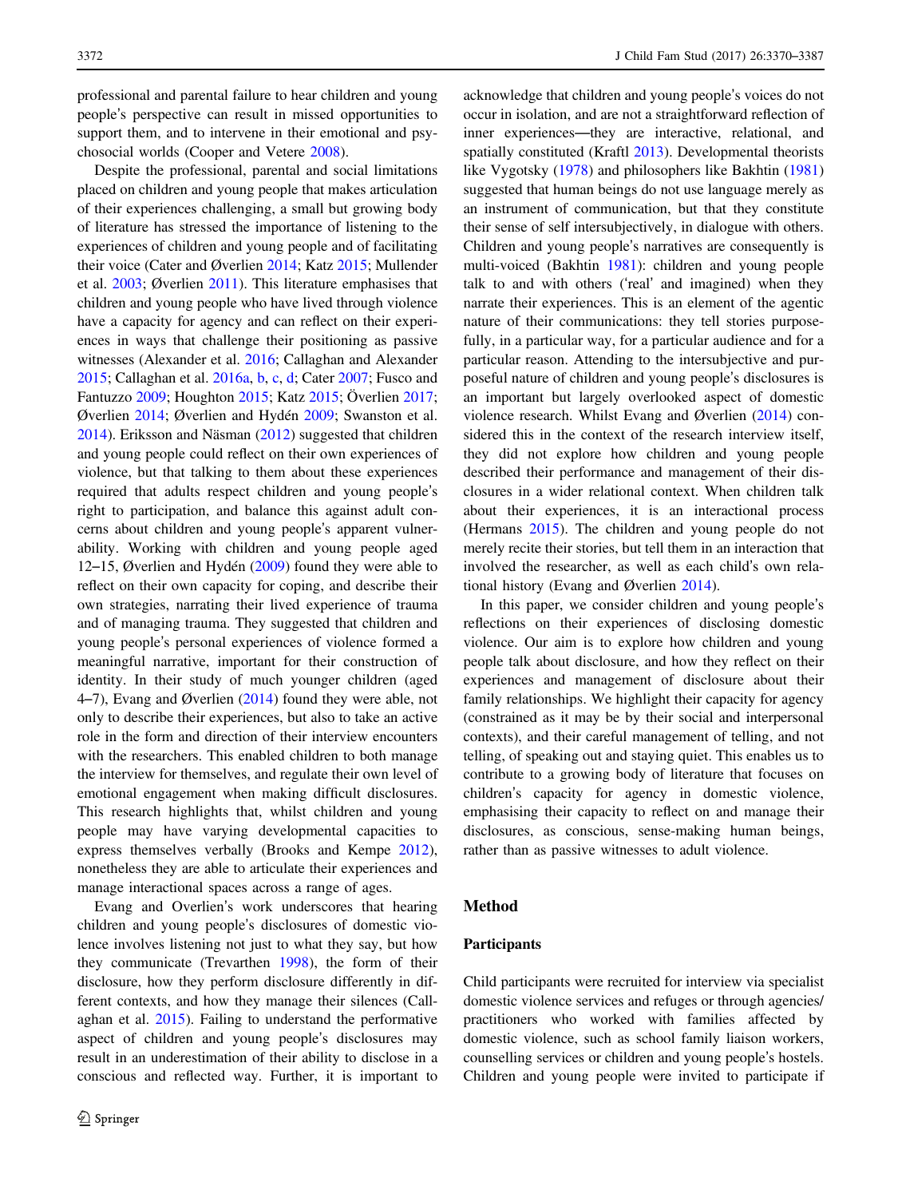professional and parental failure to hear children and young people's perspective can result in missed opportunities to support them, and to intervene in their emotional and psychosocial worlds (Cooper and Vetere 2008).

Despite the professional, parental and social limitations placed on children and young people that makes articulation of their experiences challenging, a small but growing body of literature has stressed the importance of listening to the experiences of children and young people and of facilitating their voice (Cater and Øverlien 2014; Katz 2015; Mullender et al. 2003; Øverlien 2011). This literature emphasises that children and young people who have lived through violence have a capacity for agency and can reflect on their experiences in ways that challenge their positioning as passive witnesses (Alexander et al. 2016; Callaghan and Alexander 2015; Callaghan et al. 2016a, b, c, d; Cater 2007; Fusco and Fantuzzo 2009; Houghton 2015; Katz 2015; Överlien 2017; Øverlien 2014; Øverlien and Hydén 2009; Swanston et al. 2014). Eriksson and Näsman (2012) suggested that children and young people could reflect on their own experiences of violence, but that talking to them about these experiences required that adults respect children and young people's right to participation, and balance this against adult concerns about children and young people's apparent vulnerability. Working with children and young people aged 12–15, Øverlien and Hydén (2009) found they were able to reflect on their own capacity for coping, and describe their own strategies, narrating their lived experience of trauma and of managing trauma. They suggested that children and young people's personal experiences of violence formed a meaningful narrative, important for their construction of identity. In their study of much younger children (aged 4–7), Evang and Øverlien (2014) found they were able, not only to describe their experiences, but also to take an active role in the form and direction of their interview encounters with the researchers. This enabled children to both manage the interview for themselves, and regulate their own level of emotional engagement when making difficult disclosures. This research highlights that, whilst children and young people may have varying developmental capacities to express themselves verbally (Brooks and Kempe 2012), nonetheless they are able to articulate their experiences and manage interactional spaces across a range of ages.

Evang and Overlien's work underscores that hearing children and young people's disclosures of domestic violence involves listening not just to what they say, but how they communicate (Trevarthen 1998), the form of their disclosure, how they perform disclosure differently in different contexts, and how they manage their silences (Callaghan et al. 2015). Failing to understand the performative aspect of children and young people's disclosures may result in an underestimation of their ability to disclose in a conscious and reflected way. Further, it is important to acknowledge that children and young people's voices do not occur in isolation, and are not a straightforward reflection of inner experiences—they are interactive, relational, and spatially constituted (Kraftl 2013). Developmental theorists like Vygotsky (1978) and philosophers like Bakhtin (1981) suggested that human beings do not use language merely as an instrument of communication, but that they constitute their sense of self intersubjectively, in dialogue with others. Children and young people's narratives are consequently is multi-voiced (Bakhtin 1981): children and young people talk to and with others ('real' and imagined) when they narrate their experiences. This is an element of the agentic nature of their communications: they tell stories purposefully, in a particular way, for a particular audience and for a particular reason. Attending to the intersubjective and purposeful nature of children and young people's disclosures is an important but largely overlooked aspect of domestic violence research. Whilst Evang and Øverlien (2014) considered this in the context of the research interview itself, they did not explore how children and young people described their performance and management of their disclosures in a wider relational context. When children talk about their experiences, it is an interactional process (Hermans 2015). The children and young people do not merely recite their stories, but tell them in an interaction that involved the researcher, as well as each child's own relational history (Evang and Øverlien 2014).

In this paper, we consider children and young people's reflections on their experiences of disclosing domestic violence. Our aim is to explore how children and young people talk about disclosure, and how they reflect on their experiences and management of disclosure about their family relationships. We highlight their capacity for agency (constrained as it may be by their social and interpersonal contexts), and their careful management of telling, and not telling, of speaking out and staying quiet. This enables us to contribute to a growing body of literature that focuses on children's capacity for agency in domestic violence, emphasising their capacity to reflect on and manage their disclosures, as conscious, sense-making human beings, rather than as passive witnesses to adult violence.

## Method

### Participants

Child participants were recruited for interview via specialist domestic violence services and refuges or through agencies/practitioners who worked with families affected by domestic violence, such as school family liaison workers, counselling services or children and young people's hostels. Children and young people were invited to participate if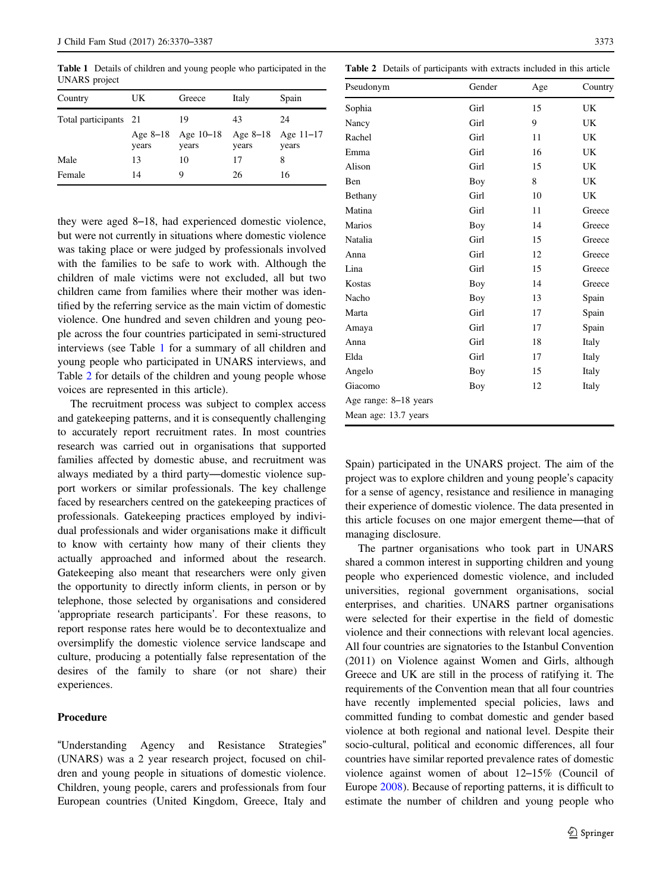**Table 1** Details of children and young people who participated in the UNARS project

| Country | UK | Greece | Italy | Spain |
|---|---|---|---|---|
| Total participants | 21 | 19 | 43 | 24 |
| | Age 8–18 years | Age 10–18 years | Age 8–18 years | Age 11–17 years |
| Male | 13 | 10 | 17 | 8 |
| Female | 14 | 9 | 26 | 16 |

they were aged 8–18, had experienced domestic violence, but were not currently in situations where domestic violence was taking place or were judged by professionals involved with the families to be safe to work with. Although the children of male victims were not excluded, all but two children came from families where their mother was identified by the referring service as the main victim of domestic violence. One hundred and seven children and young people across the four countries participated in semi-structured interviews (see Table 1 for a summary of all children and young people who participated in UNARS interviews, and Table 2 for details of the children and young people whose voices are represented in this article).

The recruitment process was subject to complex access and gatekeeping patterns, and it is consequently challenging to accurately report recruitment rates. In most countries research was carried out in organisations that supported families affected by domestic abuse, and recruitment was always mediated by a third party—domestic violence support workers or similar professionals. The key challenge faced by researchers centred on the gatekeeping practices of professionals. Gatekeeping practices employed by individual professionals and wider organisations make it difficult to know with certainty how many of their clients they actually approached and informed about the research. Gatekeeping also meant that researchers were only given the opportunity to directly inform clients, in person or by telephone, those selected by organisations and considered 'appropriate research participants'. For these reasons, to report response rates here would be to decontextualize and oversimplify the domestic violence service landscape and culture, producing a potentially false representation of the desires of the family to share (or not share) their experiences.

## Procedure

"Understanding Agency and Resistance Strategies" (UNARS) was a 2 year research project, focused on children and young people in situations of domestic violence. Children, young people, carers and professionals from four European countries (United Kingdom, Greece, Italy and Spain) participated in the UNARS project. The aim of the project was to explore children and young people's capacity for a sense of agency, resistance and resilience in managing their experience of domestic violence. The data presented in this article focuses on one major emergent theme—that of managing disclosure.

**Table 2** Details of participants with extracts included in this article

| Pseudonym | Gender | Age | Country |
|---|---|---|---|
| Sophia | Girl | 15 | UK |
| Nancy | Girl | 9 | UK |
| Rachel | Girl | 11 | UK |
| Emma | Girl | 16 | UK |
| Alison | Girl | 15 | UK |
| Ben | Boy | 8 | UK |
| Bethany | Girl | 10 | UK |
| Matina | Girl | 11 | Greece |
| Marios | Boy | 14 | Greece |
| Natalia | Girl | 15 | Greece |
| Anna | Girl | 12 | Greece |
| Lina | Girl | 15 | Greece |
| Kostas | Boy | 14 | Greece |
| Nacho | Boy | 13 | Spain |
| Marta | Girl | 17 | Spain |
| Amaya | Girl | 17 | Spain |
| Anna | Girl | 18 | Italy |
| Elda | Girl | 17 | Italy |
| Angelo | Boy | 15 | Italy |
| Giacomo | Boy | 12 | Italy |
| Age range: 8–18 years | | | |
| Mean age: 13.7 years | | | |

The partner organisations who took part in UNARS shared a common interest in supporting children and young people who experienced domestic violence, and included universities, regional government organisations, social enterprises, and charities. UNARS partner organisations were selected for their expertise in the field of domestic violence and their connections with relevant local agencies. All four countries are signatories to the Istanbul Convention (2011) on Violence against Women and Girls, although Greece and UK are still in the process of ratifying it. The requirements of the Convention mean that all four countries have recently implemented special policies, laws and committed funding to combat domestic and gender based violence at both regional and national level. Despite their socio-cultural, political and economic differences, all four countries have similar reported prevalence rates of domestic violence against women of about 12–15% (Council of Europe 2008). Because of reporting patterns, it is difficult to estimate the number of children and young people who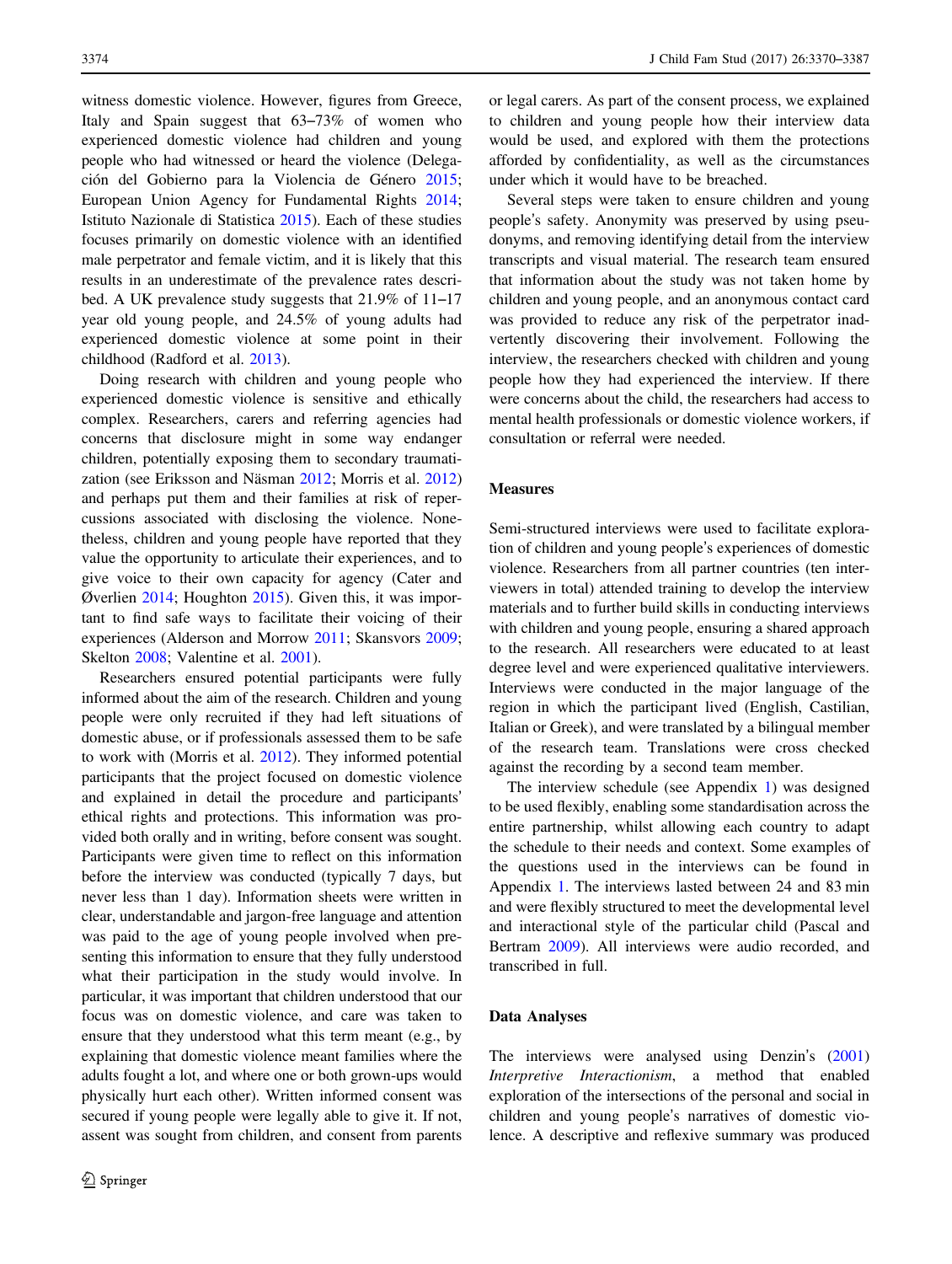witness domestic violence. However, figures from Greece, Italy and Spain suggest that 63–73% of women who experienced domestic violence had children and young people who had witnessed or heard the violence (Delegación del Gobierno para la Violencia de Género 2015; European Union Agency for Fundamental Rights 2014; Istituto Nazionale di Statistica 2015). Each of these studies focuses primarily on domestic violence with an identified male perpetrator and female victim, and it is likely that this results in an underestimate of the prevalence rates described. A UK prevalence study suggests that 21.9% of 11–17 year old young people, and 24.5% of young adults had experienced domestic violence at some point in their childhood (Radford et al. 2013).

Doing research with children and young people who experienced domestic violence is sensitive and ethically complex. Researchers, carers and referring agencies had concerns that disclosure might in some way endanger children, potentially exposing them to secondary traumatization (see Eriksson and Näsman 2012; Morris et al. 2012) and perhaps put them and their families at risk of repercussions associated with disclosing the violence. Nonetheless, children and young people have reported that they value the opportunity to articulate their experiences, and to give voice to their own capacity for agency (Cater and Øverlien 2014; Houghton 2015). Given this, it was important to find safe ways to facilitate their voicing of their experiences (Alderson and Morrow 2011; Skansvors 2009; Skelton 2008; Valentine et al. 2001).

Researchers ensured potential participants were fully informed about the aim of the research. Children and young people were only recruited if they had left situations of domestic abuse, or if professionals assessed them to be safe to work with (Morris et al. 2012). They informed potential participants that the project focused on domestic violence and explained in detail the procedure and participants' ethical rights and protections. This information was provided both orally and in writing, before consent was sought. Participants were given time to reflect on this information before the interview was conducted (typically 7 days, but never less than 1 day). Information sheets were written in clear, understandable and jargon-free language and attention was paid to the age of young people involved when presenting this information to ensure that they fully understood what their participation in the study would involve. In particular, it was important that children understood that our focus was on domestic violence, and care was taken to ensure that they understood what this term meant (e.g., by explaining that domestic violence meant families where the adults fought a lot, and where one or both grown-ups would physically hurt each other). Written informed consent was secured if young people were legally able to give it. If not, assent was sought from children, and consent from parents or legal carers. As part of the consent process, we explained to children and young people how their interview data would be used, and explored with them the protections afforded by confidentiality, as well as the circumstances under which it would have to be breached.

Several steps were taken to ensure children and young people's safety. Anonymity was preserved by using pseudonyms, and removing identifying detail from the interview transcripts and visual material. The research team ensured that information about the study was not taken home by children and young people, and an anonymous contact card was provided to reduce any risk of the perpetrator inadvertently discovering their involvement. Following the interview, the researchers checked with children and young people how they had experienced the interview. If there were concerns about the child, the researchers had access to mental health professionals or domestic violence workers, if consultation or referral were needed.

## Measures

Semi-structured interviews were used to facilitate exploration of children and young people's experiences of domestic violence. Researchers from all partner countries (ten interviewers in total) attended training to develop the interview materials and to further build skills in conducting interviews with children and young people, ensuring a shared approach to the research. All researchers were educated to at least degree level and were experienced qualitative interviewers. Interviews were conducted in the major language of the region in which the participant lived (English, Castilian, Italian or Greek), and were translated by a bilingual member of the research team. Translations were cross checked against the recording by a second team member.

The interview schedule (see Appendix 1) was designed to be used flexibly, enabling some standardisation across the entire partnership, whilst allowing each country to adapt the schedule to their needs and context. Some examples of the questions used in the interviews can be found in Appendix 1. The interviews lasted between 24 and 83 min and were flexibly structured to meet the developmental level and interactional style of the particular child (Pascal and Bertram 2009). All interviews were audio recorded, and transcribed in full.

## Data Analyses

The interviews were analysed using Denzin's (2001) *Interpretive Interactionism*, a method that enabled exploration of the intersections of the personal and social in children and young people's narratives of domestic violence. A descriptive and reflexive summary was produced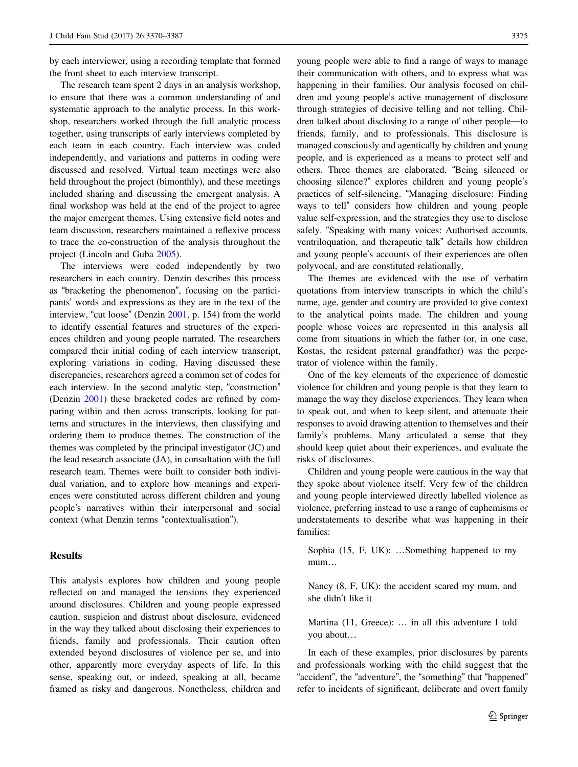by each interviewer, using a recording template that formed the front sheet to each interview transcript.

The research team spent 2 days in an analysis workshop, to ensure that there was a common understanding of and systematic approach to the analytic process. In this workshop, researchers worked through the full analytic process together, using transcripts of early interviews completed by each team in each country. Each interview was coded independently, and variations and patterns in coding were discussed and resolved. Virtual team meetings were also held throughout the project (bimonthly), and these meetings included sharing and discussing the emergent analysis. A final workshop was held at the end of the project to agree the major emergent themes. Using extensive field notes and team discussion, researchers maintained a reflexive process to trace the co-construction of the analysis throughout the project (Lincoln and Guba 2005).

The interviews were coded independently by two researchers in each country. Denzin describes this process as "bracketing the phenomenon", focusing on the participants' words and expressions as they are in the text of the interview, "cut loose" (Denzin 2001, p. 154) from the world to identify essential features and structures of the experiences children and young people narrated. The researchers compared their initial coding of each interview transcript, exploring variations in coding. Having discussed these discrepancies, researchers agreed a common set of codes for each interview. In the second analytic step, "construction" (Denzin 2001) these bracketed codes are refined by comparing within and then across transcripts, looking for patterns and structures in the interviews, then classifying and ordering them to produce themes. The construction of the themes was completed by the principal investigator (JC) and the lead research associate (JA), in consultation with the full research team. Themes were built to consider both individual variation, and to explore how meanings and experiences were constituted across different children and young people's narratives within their interpersonal and social context (what Denzin terms "contextualisation").

## Results

This analysis explores how children and young people reflected on and managed the tensions they experienced around disclosures. Children and young people expressed caution, suspicion and distrust about disclosure, evidenced in the way they talked about disclosing their experiences to friends, family and professionals. Their caution often extended beyond disclosures of violence per se, and into other, apparently more everyday aspects of life. In this sense, speaking out, or indeed, speaking at all, became framed as risky and dangerous. Nonetheless, children and young people were able to find a range of ways to manage their communication with others, and to express what was happening in their families. Our analysis focused on children and young people's active management of disclosure through strategies of decisive telling and not telling. Children talked about disclosing to a range of other people—to friends, family, and to professionals. This disclosure is managed consciously and agentically by children and young people, and is experienced as a means to protect self and others. Three themes are elaborated. "Being silenced or choosing silence?" explores children and young people's practices of self-silencing. "Managing disclosure: Finding ways to tell" considers how children and young people value self-expression, and the strategies they use to disclose safely. "Speaking with many voices: Authorised accounts, ventriloquation, and therapeutic talk" details how children and young people's accounts of their experiences are often polyvocal, and are constituted relationally.

The themes are evidenced with the use of verbatim quotations from interview transcripts in which the child's name, age, gender and country are provided to give context to the analytical points made. The children and young people whose voices are represented in this analysis all come from situations in which the father (or, in one case, Kostas, the resident paternal grandfather) was the perpetrator of violence within the family.

One of the key elements of the experience of domestic violence for children and young people is that they learn to manage the way they disclose experiences. They learn when to speak out, and when to keep silent, and attenuate their responses to avoid drawing attention to themselves and their family's problems. Many articulated a sense that they should keep quiet about their experiences, and evaluate the risks of disclosures.

Children and young people were cautious in the way that they spoke about violence itself. Very few of the children and young people interviewed directly labelled violence as violence, preferring instead to use a range of euphemisms or understatements to describe what was happening in their families:

> Sophia (15, F, UK): …Something happened to my mum…

> Nancy (8, F, UK): the accident scared my mum, and she didn't like it

> Martina (11, Greece): … in all this adventure I told you about…

In each of these examples, prior disclosures by parents and professionals working with the child suggest that the "accident", the "adventure", the "something" that "happened" refer to incidents of significant, deliberate and overt family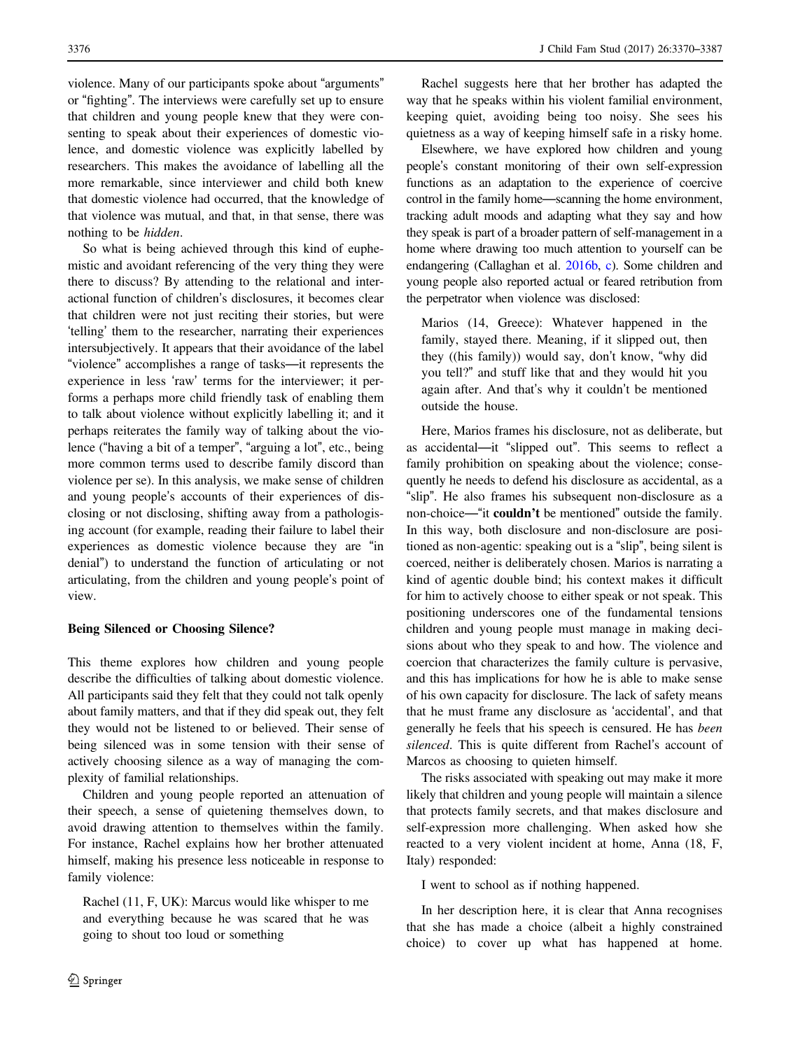violence. Many of our participants spoke about "arguments" or "fighting". The interviews were carefully set up to ensure that children and young people knew that they were consenting to speak about their experiences of domestic violence, and domestic violence was explicitly labelled by researchers. This makes the avoidance of labelling all the more remarkable, since interviewer and child both knew that domestic violence had occurred, that the knowledge of that violence was mutual, and that, in that sense, there was nothing to be *hidden*.

So what is being achieved through this kind of euphemistic and avoidant referencing of the very thing they were there to discuss? By attending to the relational and interactional function of children's disclosures, it becomes clear that children were not just reciting their stories, but were 'telling' them to the researcher, narrating their experiences intersubjectively. It appears that their avoidance of the label "violence" accomplishes a range of tasks—it represents the experience in less 'raw' terms for the interviewer; it performs a perhaps more child friendly task of enabling them to talk about violence without explicitly labelling it; and it perhaps reiterates the family way of talking about the violence ("having a bit of a temper", "arguing a lot", etc., being more common terms used to describe family discord than violence per se). In this analysis, we make sense of children and young people's accounts of their experiences of disclosing or not disclosing, shifting away from a pathologising account (for example, reading their failure to label their experiences as domestic violence because they are "in denial") to understand the function of articulating or not articulating, from the children and young people's point of view.

### Being Silenced or Choosing Silence?

This theme explores how children and young people describe the difficulties of talking about domestic violence. All participants said they felt that they could not talk openly about family matters, and that if they did speak out, they felt they would not be listened to or believed. Their sense of being silenced was in some tension with their sense of actively choosing silence as a way of managing the complexity of familial relationships.

Children and young people reported an attenuation of their speech, a sense of quietening themselves down, to avoid drawing attention to themselves within the family. For instance, Rachel explains how her brother attenuated himself, making his presence less noticeable in response to family violence:

> Rachel (11, F, UK): Marcus would like whisper to me and everything because he was scared that he was going to shout too loud or something

Rachel suggests here that her brother has adapted the way that he speaks within his violent familial environment, keeping quiet, avoiding being too noisy. She sees his quietness as a way of keeping himself safe in a risky home.

Elsewhere, we have explored how children and young people's constant monitoring of their own self-expression functions as an adaptation to the experience of coercive control in the family home—scanning the home environment, tracking adult moods and adapting what they say and how they speak is part of a broader pattern of self-management in a home where drawing too much attention to yourself can be endangering (Callaghan et al. 2016b, c). Some children and young people also reported actual or feared retribution from the perpetrator when violence was disclosed:

> Marios (14, Greece): Whatever happened in the family, stayed there. Meaning, if it slipped out, then they ((his family)) would say, don't know, "why did you tell?" and stuff like that and they would hit you again after. And that's why it couldn't be mentioned outside the house.

Here, Marios frames his disclosure, not as deliberate, but as accidental—it "slipped out". This seems to reflect a family prohibition on speaking about the violence; consequently he needs to defend his disclosure as accidental, as a "slip". He also frames his subsequent non-disclosure as a non-choice—"it **couldn't** be mentioned" outside the family. In this way, both disclosure and non-disclosure are positioned as non-agentic: speaking out is a "slip", being silent is coerced, neither is deliberately chosen. Marios is narrating a kind of agentic double bind; his context makes it difficult for him to actively choose to either speak or not speak. This positioning underscores one of the fundamental tensions children and young people must manage in making decisions about who they speak to and how. The violence and coercion that characterizes the family culture is pervasive, and this has implications for how he is able to make sense of his own capacity for disclosure. The lack of safety means that he must frame any disclosure as 'accidental', and that generally he feels that his speech is censured. He has *been silenced*. This is quite different from Rachel's account of Marcos as choosing to quieten himself.

The risks associated with speaking out may make it more likely that children and young people will maintain a silence that protects family secrets, and that makes disclosure and self-expression more challenging. When asked how she reacted to a very violent incident at home, Anna (18, F, Italy) responded:

> I went to school as if nothing happened.

In her description here, it is clear that Anna recognises that she has made a choice (albeit a highly constrained choice) to cover up what has happened at home.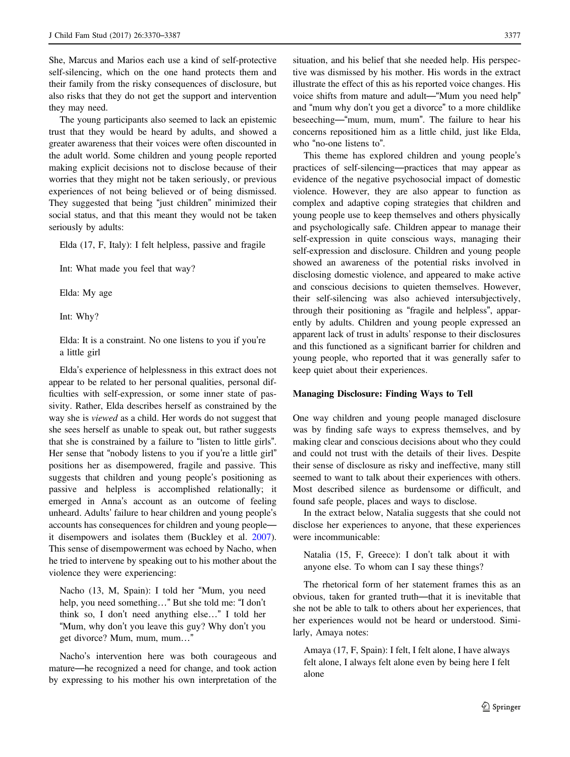She, Marcus and Marios each use a kind of self-protective self-silencing, which on the one hand protects them and their family from the risky consequences of disclosure, but also risks that they do not get the support and intervention they may need.

The young participants also seemed to lack an epistemic trust that they would be heard by adults, and showed a greater awareness that their voices were often discounted in the adult world. Some children and young people reported making explicit decisions not to disclose because of their worries that they might not be taken seriously, or previous experiences of not being believed or of being dismissed. They suggested that being "just children" minimized their social status, and that this meant they would not be taken seriously by adults:

> Elda (17, F, Italy): I felt helpless, passive and fragile
>
> Int: What made you feel that way?
>
> Elda: My age
>
> Int: Why?
>
> Elda: It is a constraint. No one listens to you if you're a little girl

Elda's experience of helplessness in this extract does not appear to be related to her personal qualities, personal difficulties with self-expression, or some inner state of passivity. Rather, Elda describes herself as constrained by the way she is *viewed* as a child. Her words do not suggest that she sees herself as unable to speak out, but rather suggests that she is constrained by a failure to "listen to little girls". Her sense that "nobody listens to you if you're a little girl" positions her as disempowered, fragile and passive. This suggests that children and young people's positioning as passive and helpless is accomplished relationally; it emerged in Anna's account as an outcome of feeling unheard. Adults' failure to hear children and young people's accounts has consequences for children and young people—it disempowers and isolates them (Buckley et al. 2007). This sense of disempowerment was echoed by Nacho, when he tried to intervene by speaking out to his mother about the violence they were experiencing:

> Nacho (13, M, Spain): I told her "Mum, you need help, you need something…" But she told me: "I don't think so, I don't need anything else…" I told her "Mum, why don't you leave this guy? Why don't you get divorce? Mum, mum, mum…"

Nacho's intervention here was both courageous and mature—he recognized a need for change, and took action by expressing to his mother his own interpretation of the situation, and his belief that she needed help. His perspective was dismissed by his mother. His words in the extract illustrate the effect of this as his reported voice changes. His voice shifts from mature and adult—"Mum you need help" and "mum why don't you get a divorce" to a more childlike beseeching—"mum, mum, mum". The failure to hear his concerns repositioned him as a little child, just like Elda, who "no-one listens to".

This theme has explored children and young people's practices of self-silencing—practices that may appear as evidence of the negative psychosocial impact of domestic violence. However, they are also appear to function as complex and adaptive coping strategies that children and young people use to keep themselves and others physically and psychologically safe. Children appear to manage their self-expression in quite conscious ways, managing their self-expression and disclosure. Children and young people showed an awareness of the potential risks involved in disclosing domestic violence, and appeared to make active and conscious decisions to quieten themselves. However, their self-silencing was also achieved intersubjectively, through their positioning as "fragile and helpless", apparently by adults. Children and young people expressed an apparent lack of trust in adults' response to their disclosures and this functioned as a significant barrier for children and young people, who reported that it was generally safer to keep quiet about their experiences.

### Managing Disclosure: Finding Ways to Tell

One way children and young people managed disclosure was by finding safe ways to express themselves, and by making clear and conscious decisions about who they could and could not trust with the details of their lives. Despite their sense of disclosure as risky and ineffective, many still seemed to want to talk about their experiences with others. Most described silence as burdensome or difficult, and found safe people, places and ways to disclose.

In the extract below, Natalia suggests that she could not disclose her experiences to anyone, that these experiences were incommunicable:

> Natalia (15, F, Greece): I don't talk about it with anyone else. To whom can I say these things?

The rhetorical form of her statement frames this as an obvious, taken for granted truth—that it is inevitable that she not be able to talk to others about her experiences, that her experiences would not be heard or understood. Similarly, Amaya notes:

> Amaya (17, F, Spain): I felt, I felt alone, I have always felt alone, I always felt alone even by being here I felt alone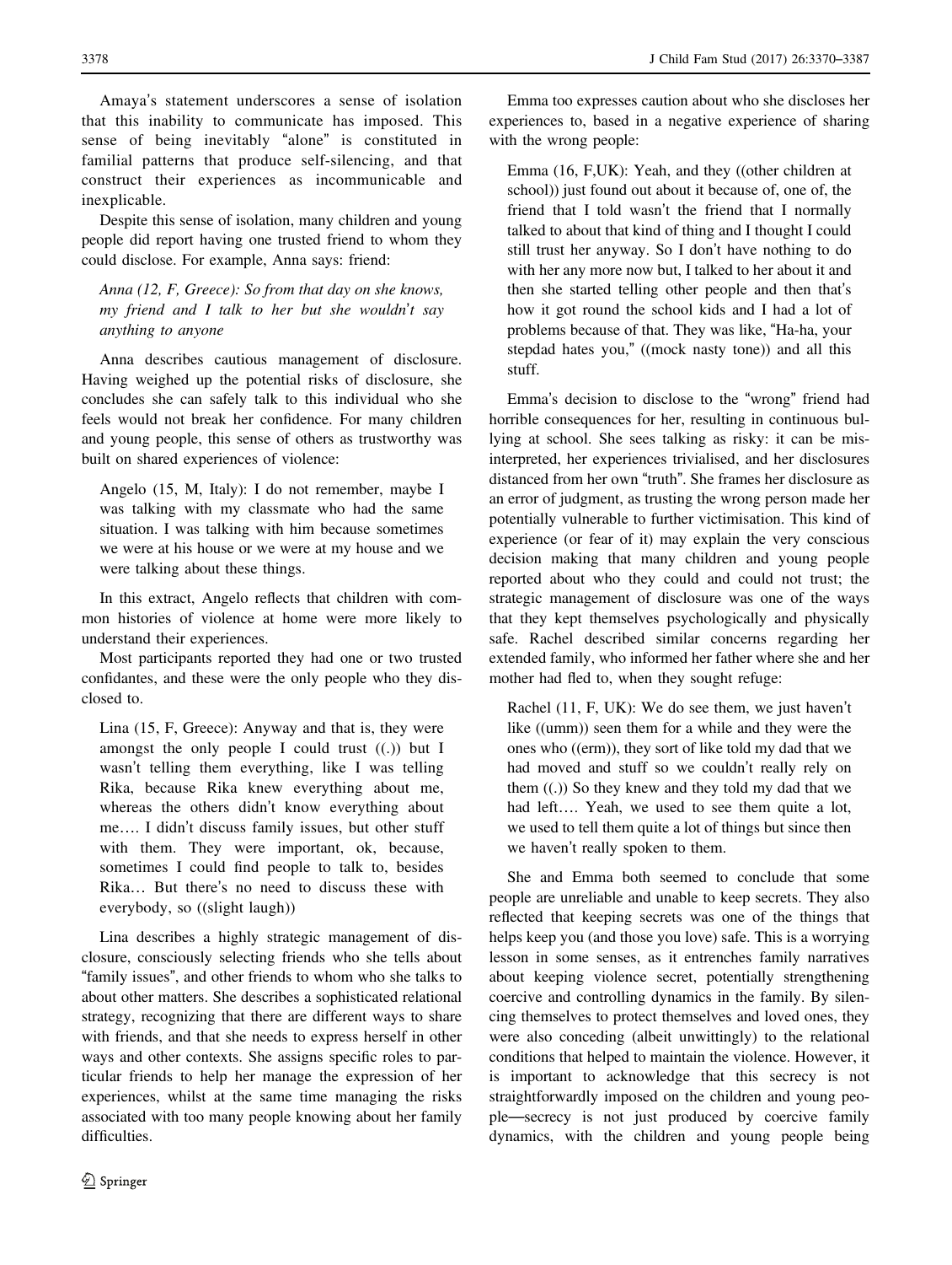Amaya's statement underscores a sense of isolation that this inability to communicate has imposed. This sense of being inevitably "alone" is constituted in familial patterns that produce self-silencing, and that construct their experiences as incommunicable and inexplicable.

Despite this sense of isolation, many children and young people did report having one trusted friend to whom they could disclose. For example, Anna says: friend:

> *Anna (12, F, Greece): So from that day on she knows, my friend and I talk to her but she wouldn't say anything to anyone*

Anna describes cautious management of disclosure. Having weighed up the potential risks of disclosure, she concludes she can safely talk to this individual who she feels would not break her confidence. For many children and young people, this sense of others as trustworthy was built on shared experiences of violence:

> Angelo (15, M, Italy): I do not remember, maybe I was talking with my classmate who had the same situation. I was talking with him because sometimes we were at his house or we were at my house and we were talking about these things.

In this extract, Angelo reflects that children with common histories of violence at home were more likely to understand their experiences.

Most participants reported they had one or two trusted confidantes, and these were the only people who they disclosed to.

> Lina (15, F, Greece): Anyway and that is, they were amongst the only people I could trust ((.)) but I wasn't telling them everything, like I was telling Rika, because Rika knew everything about me, whereas the others didn't know everything about me…. I didn't discuss family issues, but other stuff with them. They were important, ok, because, sometimes I could find people to talk to, besides Rika… But there's no need to discuss these with everybody, so ((slight laugh))

Lina describes a highly strategic management of disclosure, consciously selecting friends who she tells about "family issues", and other friends to whom who she talks to about other matters. She describes a sophisticated relational strategy, recognizing that there are different ways to share with friends, and that she needs to express herself in other ways and other contexts. She assigns specific roles to particular friends to help her manage the expression of her experiences, whilst at the same time managing the risks associated with too many people knowing about her family difficulties.

Emma too expresses caution about who she discloses her experiences to, based in a negative experience of sharing with the wrong people:

> Emma (16, F,UK): Yeah, and they ((other children at school)) just found out about it because of, one of, the friend that I told wasn't the friend that I normally talked to about that kind of thing and I thought I could still trust her anyway. So I don't have nothing to do with her any more now but, I talked to her about it and then she started telling other people and then that's how it got round the school kids and I had a lot of problems because of that. They was like, "Ha-ha, your stepdad hates you," ((mock nasty tone)) and all this stuff.

Emma's decision to disclose to the "wrong" friend had horrible consequences for her, resulting in continuous bullying at school. She sees talking as risky: it can be misinterpreted, her experiences trivialised, and her disclosures distanced from her own "truth". She frames her disclosure as an error of judgment, as trusting the wrong person made her potentially vulnerable to further victimisation. This kind of experience (or fear of it) may explain the very conscious decision making that many children and young people reported about who they could and could not trust; the strategic management of disclosure was one of the ways that they kept themselves psychologically and physically safe. Rachel described similar concerns regarding her extended family, who informed her father where she and her mother had fled to, when they sought refuge:

> Rachel (11, F, UK): We do see them, we just haven't like ((umm)) seen them for a while and they were the ones who ((erm)), they sort of like told my dad that we had moved and stuff so we couldn't really rely on them ((.)) So they knew and they told my dad that we had left…. Yeah, we used to see them quite a lot, we used to tell them quite a lot of things but since then we haven't really spoken to them.

She and Emma both seemed to conclude that some people are unreliable and unable to keep secrets. They also reflected that keeping secrets was one of the things that helps keep you (and those you love) safe. This is a worrying lesson in some senses, as it entrenches family narratives about keeping violence secret, potentially strengthening coercive and controlling dynamics in the family. By silencing themselves to protect themselves and loved ones, they were also conceding (albeit unwittingly) to the relational conditions that helped to maintain the violence. However, it is important to acknowledge that this secrecy is not straightforwardly imposed on the children and young people—secrecy is not just produced by coercive family dynamics, with the children and young people being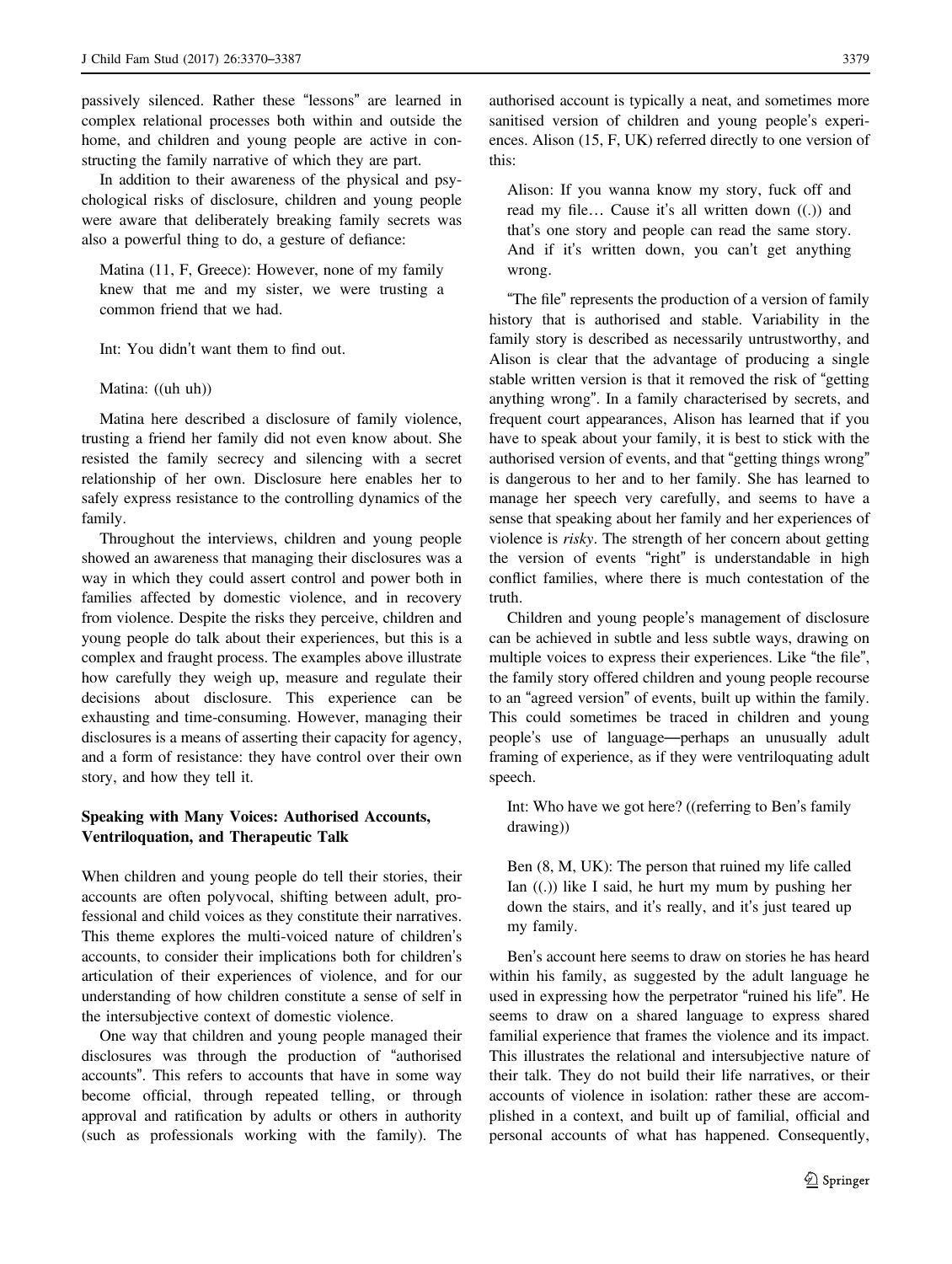passively silenced. Rather these "lessons" are learned in complex relational processes both within and outside the home, and children and young people are active in constructing the family narrative of which they are part.

In addition to their awareness of the physical and psychological risks of disclosure, children and young people were aware that deliberately breaking family secrets was also a powerful thing to do, a gesture of defiance:

> Matina (11, F, Greece): However, none of my family knew that me and my sister, we were trusting a common friend that we had.
>
> Int: You didn't want them to find out.
>
> Matina: ((uh uh))

Matina here described a disclosure of family violence, trusting a friend her family did not even know about. She resisted the family secrecy and silencing with a secret relationship of her own. Disclosure here enables her to safely express resistance to the controlling dynamics of the family.

Throughout the interviews, children and young people showed an awareness that managing their disclosures was a way in which they could assert control and power both in families affected by domestic violence, and in recovery from violence. Despite the risks they perceive, children and young people do talk about their experiences, but this is a complex and fraught process. The examples above illustrate how carefully they weigh up, measure and regulate their decisions about disclosure. This experience can be exhausting and time-consuming. However, managing their disclosures is a means of asserting their capacity for agency, and a form of resistance: they have control over their own story, and how they tell it.

## Speaking with Many Voices: Authorised Accounts, Ventriloquation, and Therapeutic Talk

When children and young people do tell their stories, their accounts are often polyvocal, shifting between adult, professional and child voices as they constitute their narratives. This theme explores the multi-voiced nature of children's accounts, to consider their implications both for children's articulation of their experiences of violence, and for our understanding of how children constitute a sense of self in the intersubjective context of domestic violence.

One way that children and young people managed their disclosures was through the production of "authorised accounts". This refers to accounts that have in some way become official, through repeated telling, or through approval and ratification by adults or others in authority (such as professionals working with the family). The authorised account is typically a neat, and sometimes more sanitised version of children and young people's experiences. Alison (15, F, UK) referred directly to one version of this:

> Alison: If you wanna know my story, fuck off and read my file… Cause it's all written down ((.)) and that's one story and people can read the same story. And if it's written down, you can't get anything wrong.

"The file" represents the production of a version of family history that is authorised and stable. Variability in the family story is described as necessarily untrustworthy, and Alison is clear that the advantage of producing a single stable written version is that it removed the risk of "getting anything wrong". In a family characterised by secrets, and frequent court appearances, Alison has learned that if you have to speak about your family, it is best to stick with the authorised version of events, and that "getting things wrong" is dangerous to her and to her family. She has learned to manage her speech very carefully, and seems to have a sense that speaking about her family and her experiences of violence is *risky*. The strength of her concern about getting the version of events "right" is understandable in high conflict families, where there is much contestation of the truth.

Children and young people's management of disclosure can be achieved in subtle and less subtle ways, drawing on multiple voices to express their experiences. Like "the file", the family story offered children and young people recourse to an "agreed version" of events, built up within the family. This could sometimes be traced in children and young people's use of language—perhaps an unusually adult framing of experience, as if they were ventriloquating adult speech.

> Int: Who have we got here? ((referring to Ben's family drawing))
>
> Ben (8, M, UK): The person that ruined my life called Ian ((.)) like I said, he hurt my mum by pushing her down the stairs, and it's really, and it's just teared up my family.

Ben's account here seems to draw on stories he has heard within his family, as suggested by the adult language he used in expressing how the perpetrator "ruined his life". He seems to draw on a shared language to express shared familial experience that frames the violence and its impact. This illustrates the relational and intersubjective nature of their talk. They do not build their life narratives, or their accounts of violence in isolation: rather these are accomplished in a context, and built up of familial, official and personal accounts of what has happened. Consequently,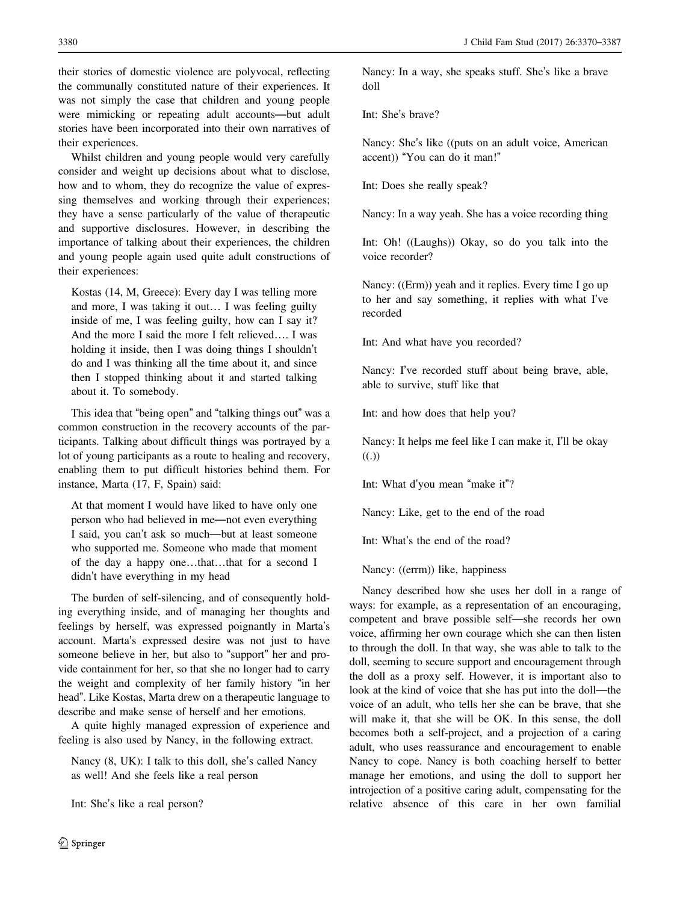their stories of domestic violence are polyvocal, reflecting the communally constituted nature of their experiences. It was not simply the case that children and young people were mimicking or repeating adult accounts—but adult stories have been incorporated into their own narratives of their experiences.

Whilst children and young people would very carefully consider and weight up decisions about what to disclose, how and to whom, they do recognize the value of expressing themselves and working through their experiences; they have a sense particularly of the value of therapeutic and supportive disclosures. However, in describing the importance of talking about their experiences, the children and young people again used quite adult constructions of their experiences:

> Kostas (14, M, Greece): Every day I was telling more and more, I was taking it out… I was feeling guilty inside of me, I was feeling guilty, how can I say it? And the more I said the more I felt relieved…. I was holding it inside, then I was doing things I shouldn't do and I was thinking all the time about it, and since then I stopped thinking about it and started talking about it. To somebody.

This idea that "being open" and "talking things out" was a common construction in the recovery accounts of the participants. Talking about difficult things was portrayed by a lot of young participants as a route to healing and recovery, enabling them to put difficult histories behind them. For instance, Marta (17, F, Spain) said:

> At that moment I would have liked to have only one person who had believed in me—not even everything I said, you can't ask so much—but at least someone who supported me. Someone who made that moment of the day a happy one…that…that for a second I didn't have everything in my head

The burden of self-silencing, and of consequently holding everything inside, and of managing her thoughts and feelings by herself, was expressed poignantly in Marta's account. Marta's expressed desire was not just to have someone believe in her, but also to "support" her and provide containment for her, so that she no longer had to carry the weight and complexity of her family history "in her head". Like Kostas, Marta drew on a therapeutic language to describe and make sense of herself and her emotions.

A quite highly managed expression of experience and feeling is also used by Nancy, in the following extract.

> Nancy (8, UK): I talk to this doll, she's called Nancy as well! And she feels like a real person
>
> Int: She's like a real person?
>
> Nancy: In a way, she speaks stuff. She's like a brave doll
>
> Int: She's brave?
>
> Nancy: She's like ((puts on an adult voice, American accent)) "You can do it man!"
>
> Int: Does she really speak?
>
> Nancy: In a way yeah. She has a voice recording thing
>
> Int: Oh! ((Laughs)) Okay, so do you talk into the voice recorder?
>
> Nancy: ((Erm)) yeah and it replies. Every time I go up to her and say something, it replies with what I've recorded
>
> Int: And what have you recorded?
>
> Nancy: I've recorded stuff about being brave, able, able to survive, stuff like that
>
> Int: and how does that help you?
>
> Nancy: It helps me feel like I can make it, I'll be okay ((.))
>
> Int: What d'you mean "make it"?
>
> Nancy: Like, get to the end of the road
>
> Int: What's the end of the road?
>
> Nancy: ((errm)) like, happiness

Nancy described how she uses her doll in a range of ways: for example, as a representation of an encouraging, competent and brave possible self—she records her own voice, affirming her own courage which she can then listen to through the doll. In that way, she was able to talk to the doll, seeming to secure support and encouragement through the doll as a proxy self. However, it is important also to look at the kind of voice that she has put into the doll—the voice of an adult, who tells her she can be brave, that she will make it, that she will be OK. In this sense, the doll becomes both a self-project, and a projection of a caring adult, who uses reassurance and encouragement to enable Nancy to cope. Nancy is both coaching herself to better manage her emotions, and using the doll to support her introjection of a positive caring adult, compensating for the relative absence of this care in her own familial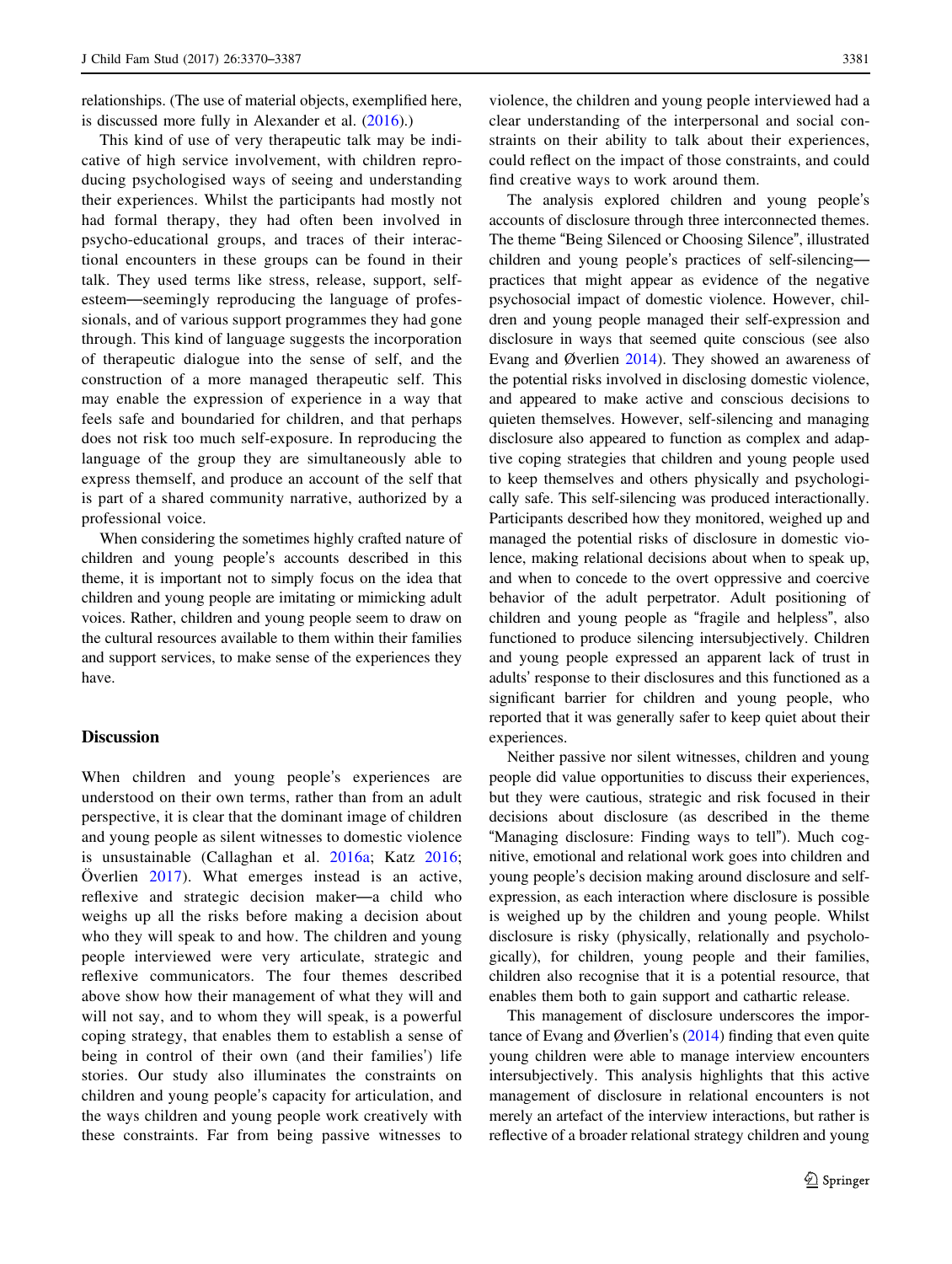relationships. (The use of material objects, exemplified here, is discussed more fully in Alexander et al. (2016).)

This kind of use of very therapeutic talk may be indicative of high service involvement, with children reproducing psychologised ways of seeing and understanding their experiences. Whilst the participants had mostly not had formal therapy, they had often been involved in psycho-educational groups, and traces of their interactional encounters in these groups can be found in their talk. They used terms like stress, release, support, self-esteem—seemingly reproducing the language of professionals, and of various support programmes they had gone through. This kind of language suggests the incorporation of therapeutic dialogue into the sense of self, and the construction of a more managed therapeutic self. This may enable the expression of experience in a way that feels safe and boundaried for children, and that perhaps does not risk too much self-exposure. In reproducing the language of the group they are simultaneously able to express themself, and produce an account of the self that is part of a shared community narrative, authorized by a professional voice.

When considering the sometimes highly crafted nature of children and young people's accounts described in this theme, it is important not to simply focus on the idea that children and young people are imitating or mimicking adult voices. Rather, children and young people seem to draw on the cultural resources available to them within their families and support services, to make sense of the experiences they have.

## Discussion

When children and young people's experiences are understood on their own terms, rather than from an adult perspective, it is clear that the dominant image of children and young people as silent witnesses to domestic violence is unsustainable (Callaghan et al. 2016a; Katz 2016; Överlien 2017). What emerges instead is an active, reflexive and strategic decision maker—a child who weighs up all the risks before making a decision about who they will speak to and how. The children and young people interviewed were very articulate, strategic and reflexive communicators. The four themes described above show how their management of what they will and will not say, and to whom they will speak, is a powerful coping strategy, that enables them to establish a sense of being in control of their own (and their families') life stories. Our study also illuminates the constraints on children and young people's capacity for articulation, and the ways children and young people work creatively with these constraints. Far from being passive witnesses to violence, the children and young people interviewed had a clear understanding of the interpersonal and social constraints on their ability to talk about their experiences, could reflect on the impact of those constraints, and could find creative ways to work around them.

The analysis explored children and young people's accounts of disclosure through three interconnected themes. The theme "Being Silenced or Choosing Silence", illustrated children and young people's practices of self-silencing—practices that might appear as evidence of the negative psychosocial impact of domestic violence. However, children and young people managed their self-expression and disclosure in ways that seemed quite conscious (see also Evang and Øverlien 2014). They showed an awareness of the potential risks involved in disclosing domestic violence, and appeared to make active and conscious decisions to quieten themselves. However, self-silencing and managing disclosure also appeared to function as complex and adaptive coping strategies that children and young people used to keep themselves and others physically and psychologically safe. This self-silencing was produced interactionally. Participants described how they monitored, weighed up and managed the potential risks of disclosure in domestic violence, making relational decisions about when to speak up, and when to concede to the overt oppressive and coercive behavior of the adult perpetrator. Adult positioning of children and young people as "fragile and helpless", also functioned to produce silencing intersubjectively. Children and young people expressed an apparent lack of trust in adults' response to their disclosures and this functioned as a significant barrier for children and young people, who reported that it was generally safer to keep quiet about their experiences.

Neither passive nor silent witnesses, children and young people did value opportunities to discuss their experiences, but they were cautious, strategic and risk focused in their decisions about disclosure (as described in the theme "Managing disclosure: Finding ways to tell"). Much cognitive, emotional and relational work goes into children and young people's decision making around disclosure and self-expression, as each interaction where disclosure is possible is weighed up by the children and young people. Whilst disclosure is risky (physically, relationally and psychologically), for children, young people and their families, children also recognise that it is a potential resource, that enables them both to gain support and cathartic release.

This management of disclosure underscores the importance of Evang and Øverlien's (2014) finding that even quite young children were able to manage interview encounters intersubjectively. This analysis highlights that this active management of disclosure in relational encounters is not merely an artefact of the interview interactions, but rather is reflective of a broader relational strategy children and young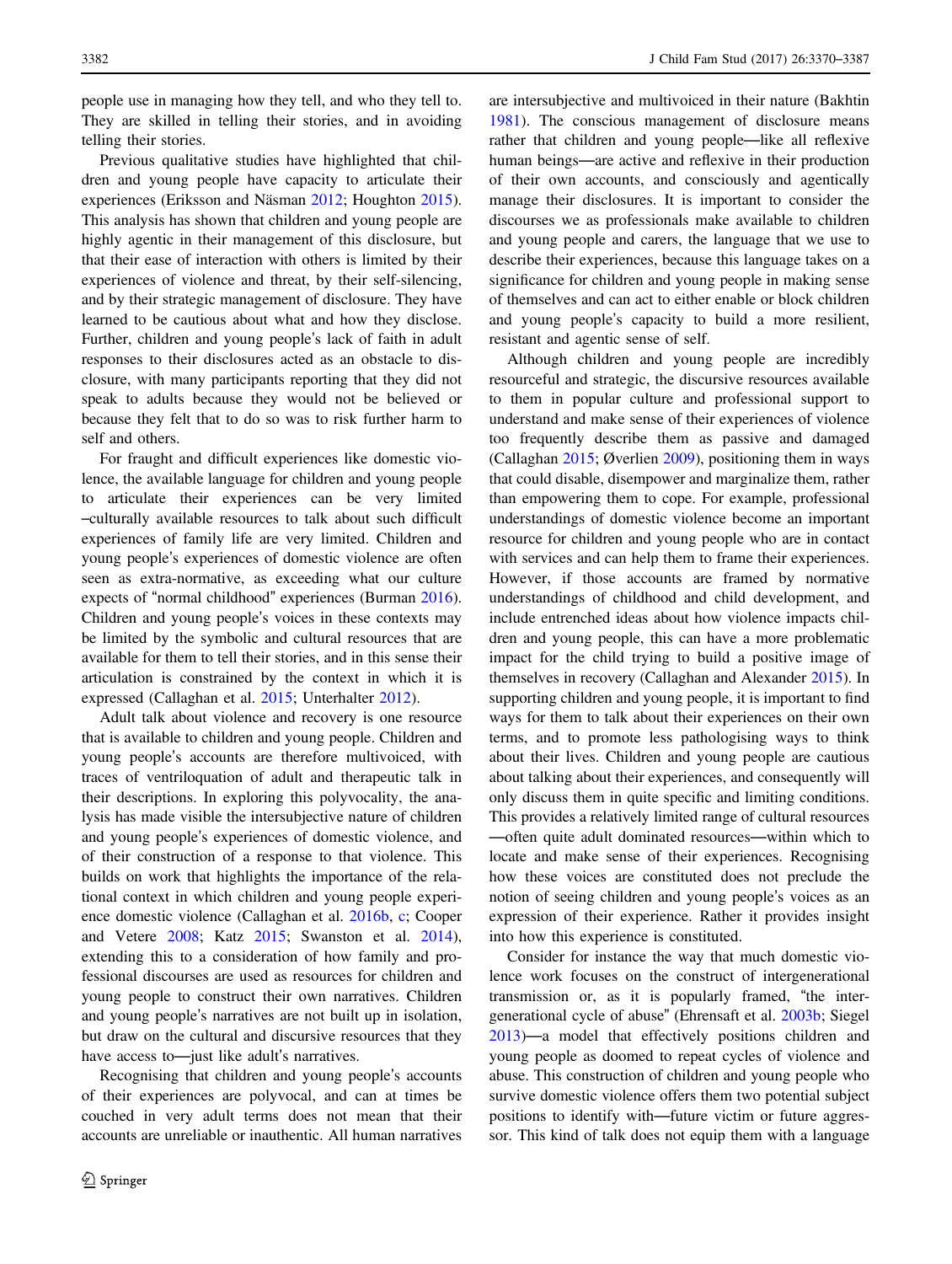people use in managing how they tell, and who they tell to. They are skilled in telling their stories, and in avoiding telling their stories.

Previous qualitative studies have highlighted that children and young people have capacity to articulate their experiences (Eriksson and Näsman 2012; Houghton 2015). This analysis has shown that children and young people are highly agentic in their management of this disclosure, but that their ease of interaction with others is limited by their experiences of violence and threat, by their self-silencing, and by their strategic management of disclosure. They have learned to be cautious about what and how they disclose. Further, children and young people's lack of faith in adult responses to their disclosures acted as an obstacle to disclosure, with many participants reporting that they did not speak to adults because they would not be believed or because they felt that to do so was to risk further harm to self and others.

For fraught and difficult experiences like domestic violence, the available language for children and young people to articulate their experiences can be very limited –culturally available resources to talk about such difficult experiences of family life are very limited. Children and young people's experiences of domestic violence are often seen as extra-normative, as exceeding what our culture expects of "normal childhood" experiences (Burman 2016). Children and young people's voices in these contexts may be limited by the symbolic and cultural resources that are available for them to tell their stories, and in this sense their articulation is constrained by the context in which it is expressed (Callaghan et al. 2015; Unterhalter 2012).

Adult talk about violence and recovery is one resource that is available to children and young people. Children and young people's accounts are therefore multivoiced, with traces of ventriloquation of adult and therapeutic talk in their descriptions. In exploring this polyvocality, the analysis has made visible the intersubjective nature of children and young people's experiences of domestic violence, and of their construction of a response to that violence. This builds on work that highlights the importance of the relational context in which children and young people experience domestic violence (Callaghan et al. 2016b, c; Cooper and Vetere 2008; Katz 2015; Swanston et al. 2014), extending this to a consideration of how family and professional discourses are used as resources for children and young people to construct their own narratives. Children and young people's narratives are not built up in isolation, but draw on the cultural and discursive resources that they have access to—just like adult's narratives.

Recognising that children and young people's accounts of their experiences are polyvocal, and can at times be couched in very adult terms does not mean that their accounts are unreliable or inauthentic. All human narratives are intersubjective and multivoiced in their nature (Bakhtin 1981). The conscious management of disclosure means rather that children and young people—like all reflexive human beings—are active and reflexive in their production of their own accounts, and consciously and agentically manage their disclosures. It is important to consider the discourses we as professionals make available to children and young people and carers, the language that we use to describe their experiences, because this language takes on a significance for children and young people in making sense of themselves and can act to either enable or block children and young people's capacity to build a more resilient, resistant and agentic sense of self.

Although children and young people are incredibly resourceful and strategic, the discursive resources available to them in popular culture and professional support to understand and make sense of their experiences of violence too frequently describe them as passive and damaged (Callaghan 2015; Øverlien 2009), positioning them in ways that could disable, disempower and marginalize them, rather than empowering them to cope. For example, professional understandings of domestic violence become an important resource for children and young people who are in contact with services and can help them to frame their experiences. However, if those accounts are framed by normative understandings of childhood and child development, and include entrenched ideas about how violence impacts children and young people, this can have a more problematic impact for the child trying to build a positive image of themselves in recovery (Callaghan and Alexander 2015). In supporting children and young people, it is important to find ways for them to talk about their experiences on their own terms, and to promote less pathologising ways to think about their lives. Children and young people are cautious about talking about their experiences, and consequently will only discuss them in quite specific and limiting conditions. This provides a relatively limited range of cultural resources—often quite adult dominated resources—within which to locate and make sense of their experiences. Recognising how these voices are constituted does not preclude the notion of seeing children and young people's voices as an expression of their experience. Rather it provides insight into how this experience is constituted.

Consider for instance the way that much domestic violence work focuses on the construct of intergenerational transmission or, as it is popularly framed, "the intergenerational cycle of abuse" (Ehrensaft et al. 2003b; Siegel 2013)—a model that effectively positions children and young people as doomed to repeat cycles of violence and abuse. This construction of children and young people who survive domestic violence offers them two potential subject positions to identify with—future victim or future aggressor. This kind of talk does not equip them with a language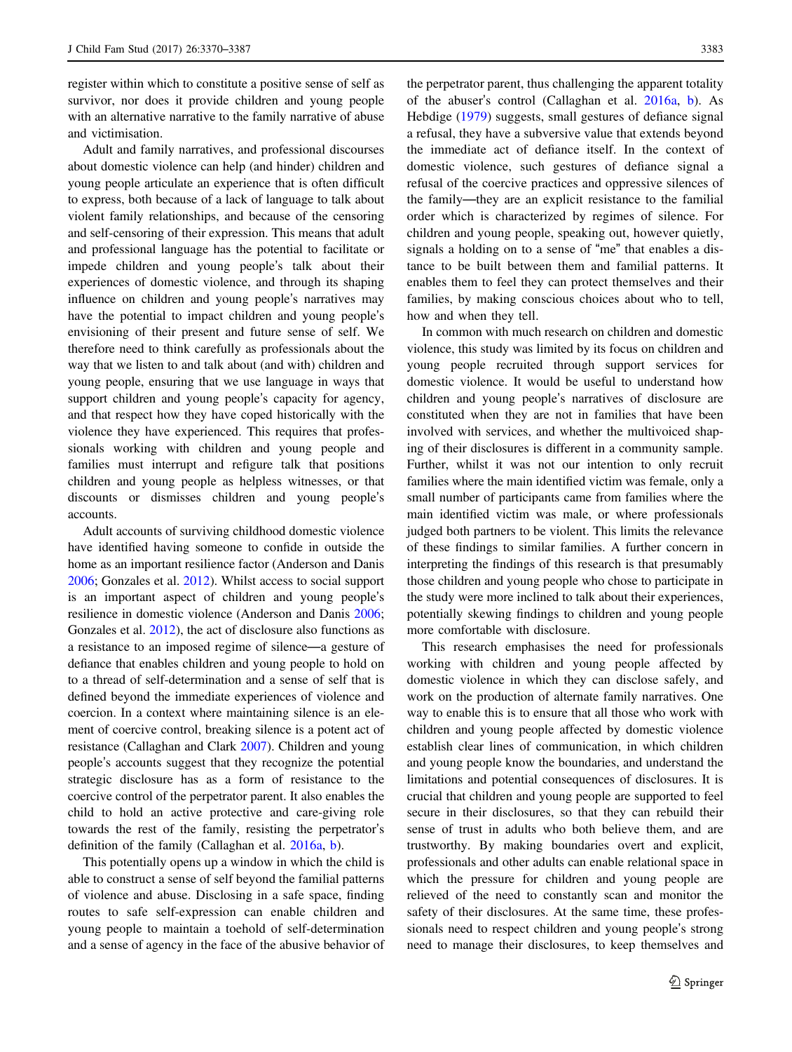register within which to constitute a positive sense of self as survivor, nor does it provide children and young people with an alternative narrative to the family narrative of abuse and victimisation.

Adult and family narratives, and professional discourses about domestic violence can help (and hinder) children and young people articulate an experience that is often difficult to express, both because of a lack of language to talk about violent family relationships, and because of the censoring and self-censoring of their expression. This means that adult and professional language has the potential to facilitate or impede children and young people's talk about their experiences of domestic violence, and through its shaping influence on children and young people's narratives may have the potential to impact children and young people's envisioning of their present and future sense of self. We therefore need to think carefully as professionals about the way that we listen to and talk about (and with) children and young people, ensuring that we use language in ways that support children and young people's capacity for agency, and that respect how they have coped historically with the violence they have experienced. This requires that professionals working with children and young people and families must interrupt and refigure talk that positions children and young people as helpless witnesses, or that discounts or dismisses children and young people's accounts.

Adult accounts of surviving childhood domestic violence have identified having someone to confide in outside the home as an important resilience factor (Anderson and Danis 2006; Gonzales et al. 2012). Whilst access to social support is an important aspect of children and young people's resilience in domestic violence (Anderson and Danis 2006; Gonzales et al. 2012), the act of disclosure also functions as a resistance to an imposed regime of silence—a gesture of defiance that enables children and young people to hold on to a thread of self-determination and a sense of self that is defined beyond the immediate experiences of violence and coercion. In a context where maintaining silence is an element of coercive control, breaking silence is a potent act of resistance (Callaghan and Clark 2007). Children and young people's accounts suggest that they recognize the potential strategic disclosure has as a form of resistance to the coercive control of the perpetrator parent. It also enables the child to hold an active protective and care-giving role towards the rest of the family, resisting the perpetrator's definition of the family (Callaghan et al. 2016a, b).

This potentially opens up a window in which the child is able to construct a sense of self beyond the familial patterns of violence and abuse. Disclosing in a safe space, finding routes to safe self-expression can enable children and young people to maintain a toehold of self-determination and a sense of agency in the face of the abusive behavior of the perpetrator parent, thus challenging the apparent totality of the abuser's control (Callaghan et al. 2016a, b). As Hebdige (1979) suggests, small gestures of defiance signal a refusal, they have a subversive value that extends beyond the immediate act of defiance itself. In the context of domestic violence, such gestures of defiance signal a refusal of the coercive practices and oppressive silences of the family—they are an explicit resistance to the familial order which is characterized by regimes of silence. For children and young people, speaking out, however quietly, signals a holding on to a sense of "me" that enables a distance to be built between them and familial patterns. It enables them to feel they can protect themselves and their families, by making conscious choices about who to tell, how and when they tell.

In common with much research on children and domestic violence, this study was limited by its focus on children and young people recruited through support services for domestic violence. It would be useful to understand how children and young people's narratives of disclosure are constituted when they are not in families that have been involved with services, and whether the multivoiced shaping of their disclosures is different in a community sample. Further, whilst it was not our intention to only recruit families where the main identified victim was female, only a small number of participants came from families where the main identified victim was male, or where professionals judged both partners to be violent. This limits the relevance of these findings to similar families. A further concern in interpreting the findings of this research is that presumably those children and young people who chose to participate in the study were more inclined to talk about their experiences, potentially skewing findings to children and young people more comfortable with disclosure.

This research emphasises the need for professionals working with children and young people affected by domestic violence in which they can disclose safely, and work on the production of alternate family narratives. One way to enable this is to ensure that all those who work with children and young people affected by domestic violence establish clear lines of communication, in which children and young people know the boundaries, and understand the limitations and potential consequences of disclosures. It is crucial that children and young people are supported to feel secure in their disclosures, so that they can rebuild their sense of trust in adults who both believe them, and are trustworthy. By making boundaries overt and explicit, professionals and other adults can enable relational space in which the pressure for children and young people are relieved of the need to constantly scan and monitor the safety of their disclosures. At the same time, these professionals need to respect children and young people's strong need to manage their disclosures, to keep themselves and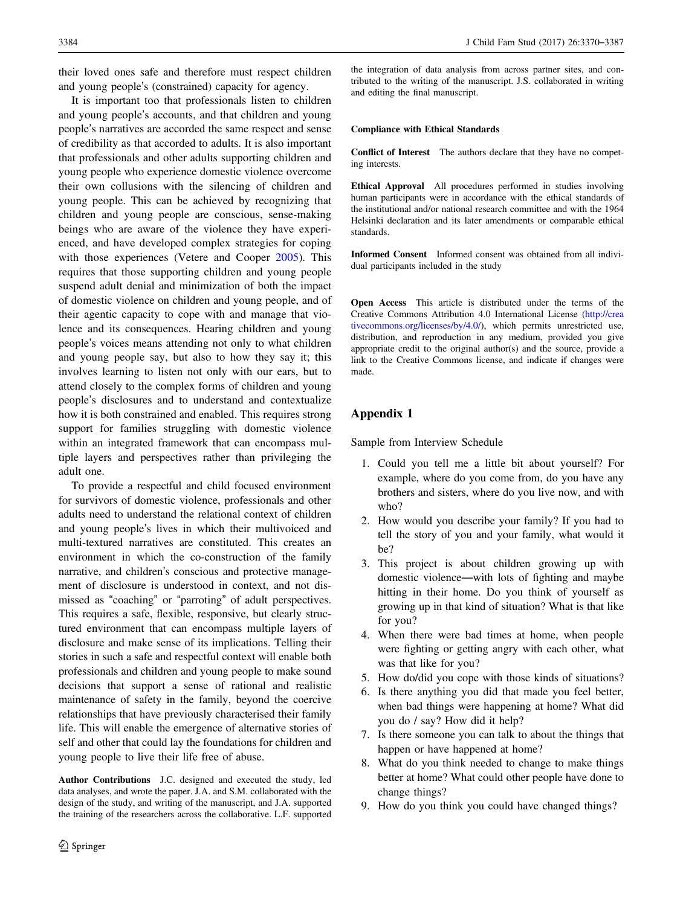their loved ones safe and therefore must respect children and young people's (constrained) capacity for agency.

It is important too that professionals listen to children and young people's accounts, and that children and young people's narratives are accorded the same respect and sense of credibility as that accorded to adults. It is also important that professionals and other adults supporting children and young people who experience domestic violence overcome their own collusions with the silencing of children and young people. This can be achieved by recognizing that children and young people are conscious, sense-making beings who are aware of the violence they have experienced, and have developed complex strategies for coping with those experiences (Vetere and Cooper 2005). This requires that those supporting children and young people suspend adult denial and minimization of both the impact of domestic violence on children and young people, and of their agentic capacity to cope with and manage that violence and its consequences. Hearing children and young people's voices means attending not only to what children and young people say, but also to how they say it; this involves learning to listen not only with our ears, but to attend closely to the complex forms of children and young people's disclosures and to understand and contextualize how it is both constrained and enabled. This requires strong support for families struggling with domestic violence within an integrated framework that can encompass multiple layers and perspectives rather than privileging the adult one.

To provide a respectful and child focused environment for survivors of domestic violence, professionals and other adults need to understand the relational context of children and young people's lives in which their multivoiced and multi-textured narratives are constituted. This creates an environment in which the co-construction of the family narrative, and children's conscious and protective management of disclosure is understood in context, and not dismissed as "coaching" or "parroting" of adult perspectives. This requires a safe, flexible, responsive, but clearly structured environment that can encompass multiple layers of disclosure and make sense of its implications. Telling their stories in such a safe and respectful context will enable both professionals and children and young people to make sound decisions that support a sense of rational and realistic maintenance of safety in the family, beyond the coercive relationships that have previously characterised their family life. This will enable the emergence of alternative stories of self and other that could lay the foundations for children and young people to live their life free of abuse.

**Author Contributions** J.C. designed and executed the study, led data analyses, and wrote the paper. J.A. and S.M. collaborated with the design of the study, and writing of the manuscript, and J.A. supported the training of the researchers across the collaborative. L.F. supported the integration of data analysis from across partner sites, and contributed to the writing of the manuscript. J.S. collaborated in writing and editing the final manuscript.

**Compliance with Ethical Standards**

**Conflict of Interest** The authors declare that they have no competing interests.

**Ethical Approval** All procedures performed in studies involving human participants were in accordance with the ethical standards of the institutional and/or national research committee and with the 1964 Helsinki declaration and its later amendments or comparable ethical standards.

**Informed Consent** Informed consent was obtained from all individual participants included in the study

**Open Access** This article is distributed under the terms of the Creative Commons Attribution 4.0 International License (http://creativecommons.org/licenses/by/4.0/), which permits unrestricted use, distribution, and reproduction in any medium, provided you give appropriate credit to the original author(s) and the source, provide a link to the Creative Commons license, and indicate if changes were made.

## Appendix 1

Sample from Interview Schedule

1. Could you tell me a little bit about yourself? For example, where do you come from, do you have any brothers and sisters, where do you live now, and with who?
2. How would you describe your family? If you had to tell the story of you and your family, what would it be?
3. This project is about children growing up with domestic violence—with lots of fighting and maybe hitting in their home. Do you think of yourself as growing up in that kind of situation? What is that like for you?
4. When there were bad times at home, when people were fighting or getting angry with each other, what was that like for you?
5. How do/did you cope with those kinds of situations?
6. Is there anything you did that made you feel better, when bad things were happening at home? What did you do / say? How did it help?
7. Is there someone you can talk to about the things that happen or have happened at home?
8. What do you think needed to change to make things better at home? What could other people have done to change things?
9. How do you think you could have changed things?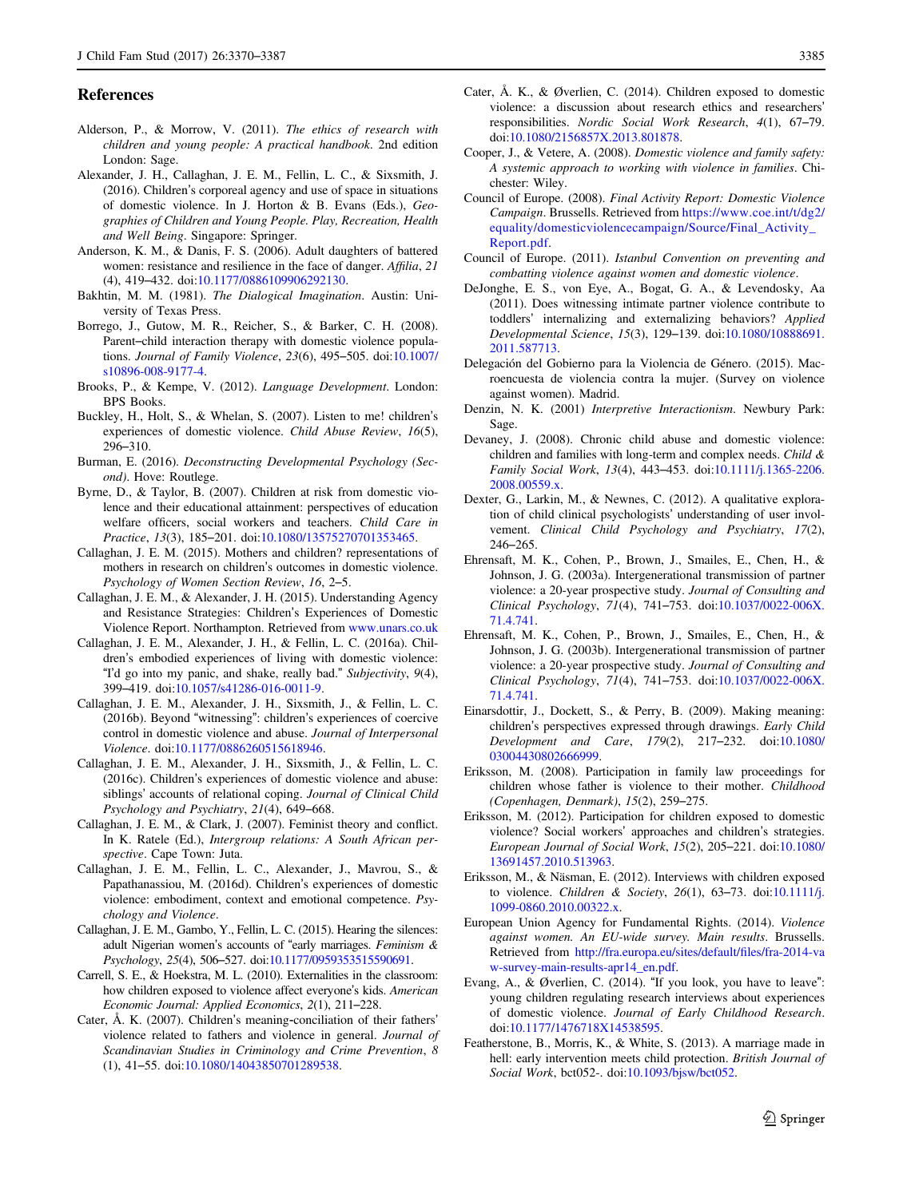## References

Alderson, P., & Morrow, V. (2011). *The ethics of research with children and young people: A practical handbook*. 2nd edition London: Sage.

Alexander, J. H., Callaghan, J. E. M., Fellin, L. C., & Sixsmith, J. (2016). Children's corporeal agency and use of space in situations of domestic violence. In J. Horton & B. Evans (Eds.), *Geographies of Children and Young People. Play, Recreation, Health and Well Being*. Singapore: Springer.

Anderson, K. M., & Danis, F. S. (2006). Adult daughters of battered women: resistance and resilience in the face of danger. *Affilia*, *21* (4), 419–432. doi:10.1177/0886109906292130.

Bakhtin, M. M. (1981). *The Dialogical Imagination*. Austin: University of Texas Press.

Borrego, J., Gutow, M. R., Reicher, S., & Barker, C. H. (2008). Parent–child interaction therapy with domestic violence populations. *Journal of Family Violence*, *23*(6), 495–505. doi:10.1007/s10896-008-9177-4.

Brooks, P., & Kempe, V. (2012). *Language Development*. London: BPS Books.

Buckley, H., Holt, S., & Whelan, S. (2007). Listen to me! children's experiences of domestic violence. *Child Abuse Review*, *16*(5), 296–310.

Burman, E. (2016). *Deconstructing Developmental Psychology (Second)*. Hove: Routlege.

Byrne, D., & Taylor, B. (2007). Children at risk from domestic violence and their educational attainment: perspectives of education welfare officers, social workers and teachers. *Child Care in Practice*, *13*(3), 185–201. doi:10.1080/13575270701353465.

Callaghan, J. E. M. (2015). Mothers and children? representations of mothers in research on children's outcomes in domestic violence. *Psychology of Women Section Review*, *16*, 2–5.

Callaghan, J. E. M., & Alexander, J. H. (2015). Understanding Agency and Resistance Strategies: Children's Experiences of Domestic Violence Report. Northampton. Retrieved from www.unars.co.uk

Callaghan, J. E. M., Alexander, J. H., & Fellin, L. C. (2016a). Children's embodied experiences of living with domestic violence: "I'd go into my panic, and shake, really bad." *Subjectivity*, *9*(4), 399–419. doi:10.1057/s41286-016-0011-9.

Callaghan, J. E. M., Alexander, J. H., Sixsmith, J., & Fellin, L. C. (2016b). Beyond "witnessing": children's experiences of coercive control in domestic violence and abuse. *Journal of Interpersonal Violence*. doi:10.1177/0886260515618946.

Callaghan, J. E. M., Alexander, J. H., Sixsmith, J., & Fellin, L. C. (2016c). Children's experiences of domestic violence and abuse: siblings' accounts of relational coping. *Journal of Clinical Child Psychology and Psychiatry*, *21*(4), 649–668.

Callaghan, J. E. M., & Clark, J. (2007). Feminist theory and conflict. In K. Ratele (Ed.), *Intergroup relations: A South African perspective*. Cape Town: Juta.

Callaghan, J. E. M., Fellin, L. C., Alexander, J., Mavrou, S., & Papathanassiou, M. (2016d). Children's experiences of domestic violence: embodiment, context and emotional competence. *Psychology and Violence*.

Callaghan, J. E. M., Gambo, Y., Fellin, L. C. (2015). Hearing the silences: adult Nigerian women's accounts of "early marriages. *Feminism & Psychology*, *25*(4), 506–527. doi:10.1177/0959353515590691.

Carrell, S. E., & Hoekstra, M. L. (2010). Externalities in the classroom: how children exposed to violence affect everyone's kids. *American Economic Journal: Applied Economics*, *2*(1), 211–228.

Cater, Å. K. (2007). Children's meaning-conciliation of their fathers' violence related to fathers and violence in general. *Journal of Scandinavian Studies in Criminology and Crime Prevention*, *8* (1), 41–55. doi:10.1080/14043850701289538.

Cater, Å. K., & Øverlien, C. (2014). Children exposed to domestic violence: a discussion about research ethics and researchers' responsibilities. *Nordic Social Work Research*, *4*(1), 67–79. doi:10.1080/2156857X.2013.801878.

Cooper, J., & Vetere, A. (2008). *Domestic violence and family safety: A systemic approach to working with violence in families*. Chichester: Wiley.

Council of Europe. (2008). *Final Activity Report: Domestic Violence Campaign*. Brussells. Retrieved from https://www.coe.int/t/dg2/equality/domesticviolencecampaign/Source/Final_Activity_Report.pdf.

Council of Europe. (2011). *Istanbul Convention on preventing and combatting violence against women and domestic violence*.

DeJonghe, E. S., von Eye, A., Bogat, G. A., & Levendosky, Aa (2011). Does witnessing intimate partner violence contribute to toddlers' internalizing and externalizing behaviors? *Applied Developmental Science*, *15*(3), 129–139. doi:10.1080/10888691.2011.587713.

Delegación del Gobierno para la Violencia de Género. (2015). Macroencuesta de violencia contra la mujer. (Survey on violence against women). Madrid.

Denzin, N. K. (2001) *Interpretive Interactionism*. Newbury Park: Sage.

Devaney, J. (2008). Chronic child abuse and domestic violence: children and families with long-term and complex needs. *Child & Family Social Work*, *13*(4), 443–453. doi:10.1111/j.1365-2206.2008.00559.x.

Dexter, G., Larkin, M., & Newnes, C. (2012). A qualitative exploration of child clinical psychologists' understanding of user involvement. *Clinical Child Psychology and Psychiatry*, *17*(2), 246–265.

Ehrensaft, M. K., Cohen, P., Brown, J., Smailes, E., Chen, H., & Johnson, J. G. (2003a). Intergenerational transmission of partner violence: a 20-year prospective study. *Journal of Consulting and Clinical Psychology*, *71*(4), 741–753. doi:10.1037/0022-006X.71.4.741.

Ehrensaft, M. K., Cohen, P., Brown, J., Smailes, E., Chen, H., & Johnson, J. G. (2003b). Intergenerational transmission of partner violence: a 20-year prospective study. *Journal of Consulting and Clinical Psychology*, *71*(4), 741–753. doi:10.1037/0022-006X.71.4.741.

Einarsdottir, J., Dockett, S., & Perry, B. (2009). Making meaning: children's perspectives expressed through drawings. *Early Child Development and Care*, *179*(2), 217–232. doi:10.1080/03004430802666999.

Eriksson, M. (2008). Participation in family law proceedings for children whose father is violence to their mother. *Childhood (Copenhagen, Denmark)*, *15*(2), 259–275.

Eriksson, M. (2012). Participation for children exposed to domestic violence? Social workers' approaches and children's strategies. *European Journal of Social Work*, *15*(2), 205–221. doi:10.1080/13691457.2010.513963.

Eriksson, M., & Näsman, E. (2012). Interviews with children exposed to violence. *Children & Society*, *26*(1), 63–73. doi:10.1111/j.1099-0860.2010.00322.x.

European Union Agency for Fundamental Rights. (2014). *Violence against women. An EU-wide survey. Main results*. Brussells. Retrieved from http://fra.europa.eu/sites/default/files/fra-2014-vaw-survey-main-results-apr14_en.pdf.

Evang, A., & Øverlien, C. (2014). "If you look, you have to leave": young children regulating research interviews about experiences of domestic violence. *Journal of Early Childhood Research*. doi:10.1177/1476718X14538595.

Featherstone, B., Morris, K., & White, S. (2013). A marriage made in hell: early intervention meets child protection. *British Journal of Social Work*, bct052-. doi:10.1093/bjsw/bct052.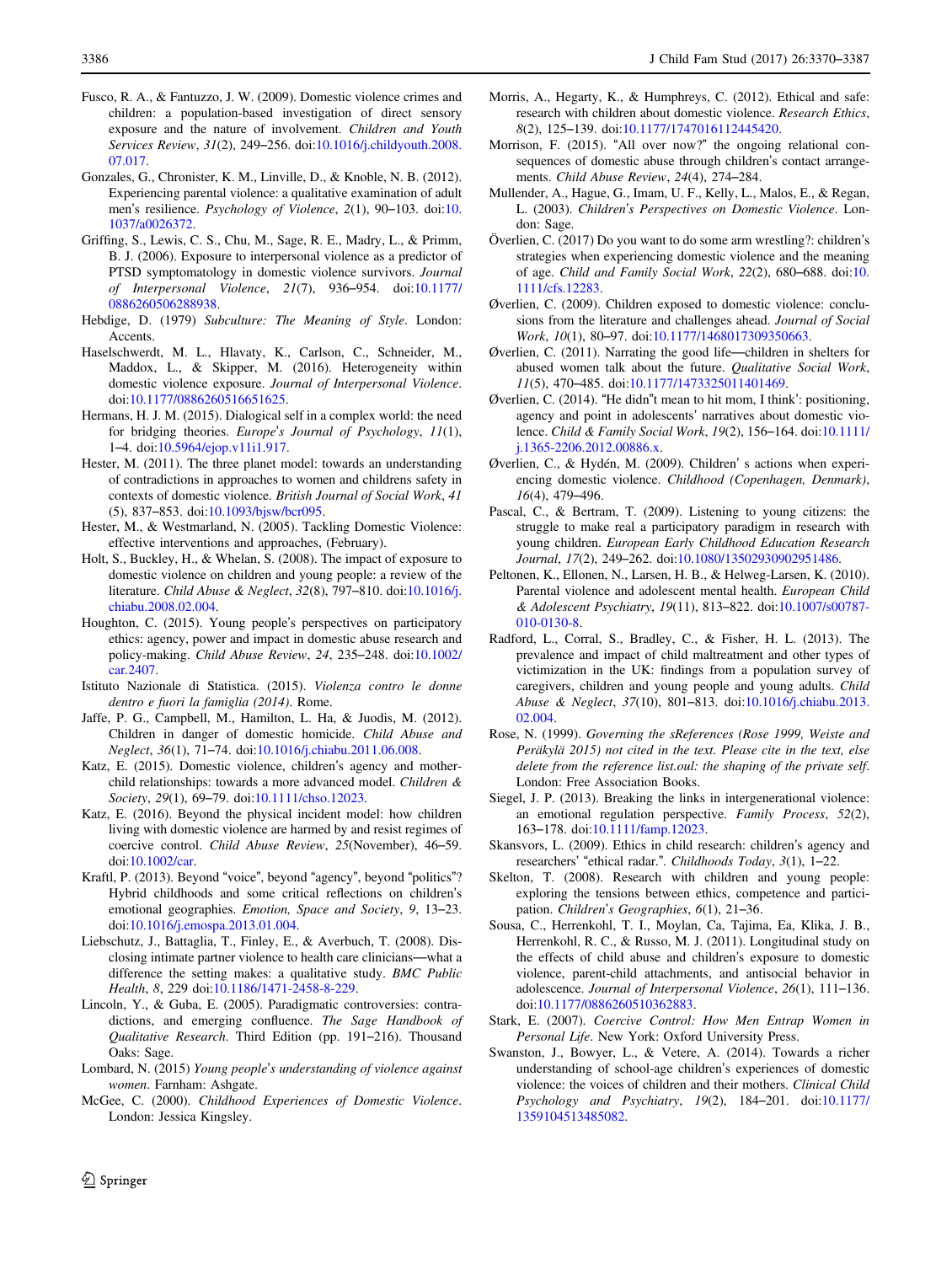Fusco, R. A., & Fantuzzo, J. W. (2009). Domestic violence crimes and children: a population-based investigation of direct sensory exposure and the nature of involvement. *Children and Youth Services Review*, *31*(2), 249–256. doi:10.1016/j.childyouth.2008.07.017.

Gonzales, G., Chronister, K. M., Linville, D., & Knoble, N. B. (2012). Experiencing parental violence: a qualitative examination of adult men's resilience. *Psychology of Violence*, *2*(1), 90–103. doi:10.1037/a0026372.

Griffing, S., Lewis, C. S., Chu, M., Sage, R. E., Madry, L., & Primm, B. J. (2006). Exposure to interpersonal violence as a predictor of PTSD symptomatology in domestic violence survivors. *Journal of Interpersonal Violence*, *21*(7), 936–954. doi:10.1177/0886260506288938.

Hebdige, D. (1979) *Subculture: The Meaning of Style*. London: Accents.

Haselschwerdt, M. L., Hlavaty, K., Carlson, C., Schneider, M., Maddox, L., & Skipper, M. (2016). Heterogeneity within domestic violence exposure. *Journal of Interpersonal Violence*. doi:10.1177/0886260516651625.

Hermans, H. J. M. (2015). Dialogical self in a complex world: the need for bridging theories. *Europe's Journal of Psychology*, *11*(1), 1–4. doi:10.5964/ejop.v11i1.917.

Hester, M. (2011). The three planet model: towards an understanding of contradictions in approaches to women and childrens safety in contexts of domestic violence. *British Journal of Social Work*, *41* (5), 837–853. doi:10.1093/bjsw/bcr095.

Hester, M., & Westmarland, N. (2005). Tackling Domestic Violence: effective interventions and approaches, (February).

Holt, S., Buckley, H., & Whelan, S. (2008). The impact of exposure to domestic violence on children and young people: a review of the literature. *Child Abuse & Neglect*, *32*(8), 797–810. doi:10.1016/j.chiabu.2008.02.004.

Houghton, C. (2015). Young people's perspectives on participatory ethics: agency, power and impact in domestic abuse research and policy-making. *Child Abuse Review*, *24*, 235–248. doi:10.1002/car.2407.

Istituto Nazionale di Statistica. (2015). *Violenza contro le donne dentro e fuori la famiglia (2014)*. Rome.

Jaffe, P. G., Campbell, M., Hamilton, L. Ha, & Juodis, M. (2012). Children in danger of domestic homicide. *Child Abuse and Neglect*, *36*(1), 71–74. doi:10.1016/j.chiabu.2011.06.008.

Katz, E. (2015). Domestic violence, children's agency and mother-child relationships: towards a more advanced model. *Children & Society*, *29*(1), 69–79. doi:10.1111/chso.12023.

Katz, E. (2016). Beyond the physical incident model: how children living with domestic violence are harmed by and resist regimes of coercive control. *Child Abuse Review*, *25*(November), 46–59. doi:10.1002/car.

Kraftl, P. (2013). Beyond "voice", beyond "agency", beyond "politics"? Hybrid childhoods and some critical reflections on children's emotional geographies. *Emotion, Space and Society*, *9*, 13–23. doi:10.1016/j.emospa.2013.01.004.

Liebschutz, J., Battaglia, T., Finley, E., & Averbuch, T. (2008). Disclosing intimate partner violence to health care clinicians—what a difference the setting makes: a qualitative study. *BMC Public Health*, *8*, 229 doi:10.1186/1471-2458-8-229.

Lincoln, Y., & Guba, E. (2005). Paradigmatic controversies: contradictions, and emerging confluence. *The Sage Handbook of Qualitative Research*. Third Edition (pp. 191–216). Thousand Oaks: Sage.

Lombard, N. (2015) *Young people's understanding of violence against women*. Farnham: Ashgate.

McGee, C. (2000). *Childhood Experiences of Domestic Violence*. London: Jessica Kingsley.

Morris, A., Hegarty, K., & Humphreys, C. (2012). Ethical and safe: research with children about domestic violence. *Research Ethics*, *8*(2), 125–139. doi:10.1177/1747016112445420.

Morrison, F. (2015). "All over now?" the ongoing relational consequences of domestic abuse through children's contact arrangements. *Child Abuse Review*, *24*(4), 274–284.

Mullender, A., Hague, G., Imam, U. F., Kelly, L., Malos, E., & Regan, L. (2003). *Children's Perspectives on Domestic Violence*. London: Sage.

Överlien, C. (2017) Do you want to do some arm wrestling?: children's strategies when experiencing domestic violence and the meaning of age. *Child and Family Social Work*, *22*(2), 680–688. doi:10.1111/cfs.12283.

Øverlien, C. (2009). Children exposed to domestic violence: conclusions from the literature and challenges ahead. *Journal of Social Work*, *10*(1), 80–97. doi:10.1177/1468017309350663.

Øverlien, C. (2011). Narrating the good life—children in shelters for abused women talk about the future. *Qualitative Social Work*, *11*(5), 470–485. doi:10.1177/1473325011401469.

Øverlien, C. (2014). "He didn"t mean to hit mom, I think': positioning, agency and point in adolescents' narratives about domestic violence. *Child & Family Social Work*, *19*(2), 156–164. doi:10.1111/j.1365-2206.2012.00886.x.

Øverlien, C., & Hydén, M. (2009). Children' s actions when experiencing domestic violence. *Childhood (Copenhagen, Denmark)*, *16*(4), 479–496.

Pascal, C., & Bertram, T. (2009). Listening to young citizens: the struggle to make real a participatory paradigm in research with young children. *European Early Childhood Education Research Journal*, *17*(2), 249–262. doi:10.1080/13502930902951486.

Peltonen, K., Ellonen, N., Larsen, H. B., & Helweg-Larsen, K. (2010). Parental violence and adolescent mental health. *European Child & Adolescent Psychiatry*, *19*(11), 813–822. doi:10.1007/s00787-010-0130-8.

Radford, L., Corral, S., Bradley, C., & Fisher, H. L. (2013). The prevalence and impact of child maltreatment and other types of victimization in the UK: findings from a population survey of caregivers, children and young people and young adults. *Child Abuse & Neglect*, *37*(10), 801–813. doi:10.1016/j.chiabu.2013.02.004.

Rose, N. (1999). *Governing the sReferences (Rose 1999, Weiste and Peräkylä 2015) not cited in the text. Please cite in the text, else delete from the reference list.oul: the shaping of the private self*. London: Free Association Books.

Siegel, J. P. (2013). Breaking the links in intergenerational violence: an emotional regulation perspective. *Family Process*, *52*(2), 163–178. doi:10.1111/famp.12023.

Skansvors, L. (2009). Ethics in child research: children's agency and researchers' "ethical radar.". *Childhoods Today*, *3*(1), 1–22.

Skelton, T. (2008). Research with children and young people: exploring the tensions between ethics, competence and participation. *Children's Geographies*, *6*(1), 21–36.

Sousa, C., Herrenkohl, T. I., Moylan, Ca, Tajima, Ea, Klika, J. B., Herrenkohl, R. C., & Russo, M. J. (2011). Longitudinal study on the effects of child abuse and children's exposure to domestic violence, parent-child attachments, and antisocial behavior in adolescence. *Journal of Interpersonal Violence*, *26*(1), 111–136. doi:10.1177/0886260510362883.

Stark, E. (2007). *Coercive Control: How Men Entrap Women in Personal Life*. New York: Oxford University Press.

Swanston, J., Bowyer, L., & Vetere, A. (2014). Towards a richer understanding of school-age children's experiences of domestic violence: the voices of children and their mothers. *Clinical Child Psychology and Psychiatry*, *19*(2), 184–201. doi:10.1177/1359104513485082.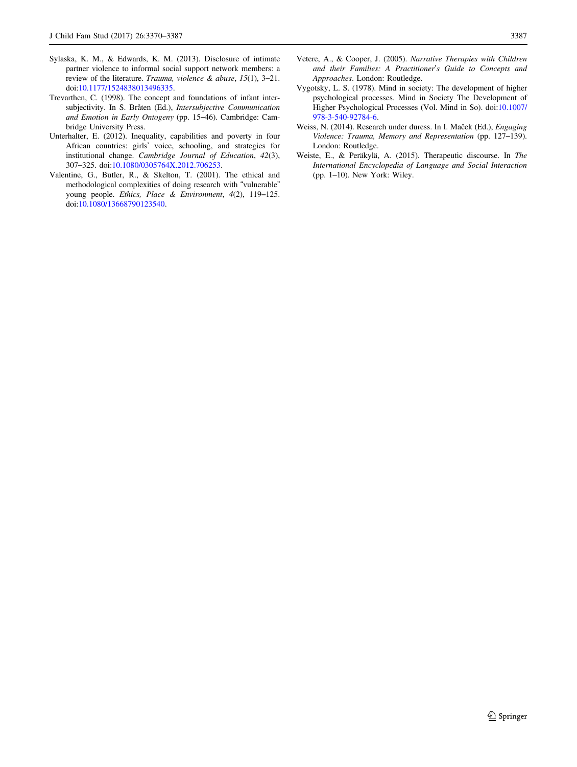Sylaska, K. M., & Edwards, K. M. (2013). Disclosure of intimate partner violence to informal social support network members: a review of the literature. *Trauma, violence & abuse*, *15*(1), 3–21. doi:10.1177/1524838013496335.

Trevarthen, C. (1998). The concept and foundations of infant intersubjectivity. In S. Bråten (Ed.), *Intersubjective Communication and Emotion in Early Ontogeny* (pp. 15–46). Cambridge: Cambridge University Press.

Unterhalter, E. (2012). Inequality, capabilities and poverty in four African countries: girls' voice, schooling, and strategies for institutional change. *Cambridge Journal of Education*, *42*(3), 307–325. doi:10.1080/0305764X.2012.706253.

Valentine, G., Butler, R., & Skelton, T. (2001). The ethical and methodological complexities of doing research with "vulnerable" young people. *Ethics, Place & Environment*, *4*(2), 119–125. doi:10.1080/13668790123540.

Vetere, A., & Cooper, J. (2005). *Narrative Therapies with Children and their Families: A Practitioner's Guide to Concepts and Approaches*. London: Routledge.

Vygotsky, L. S. (1978). Mind in society: The development of higher psychological processes. Mind in Society The Development of Higher Psychological Processes (Vol. Mind in So). doi:10.1007/978-3-540-92784-6.

Weiss, N. (2014). Research under duress. In I. Maček (Ed.), *Engaging Violence: Trauma, Memory and Representation* (pp. 127–139). London: Routledge.

Weiste, E., & Peräkylä, A. (2015). Therapeutic discourse. In *The International Encyclopedia of Language and Social Interaction* (pp. 1–10). New York: Wiley.